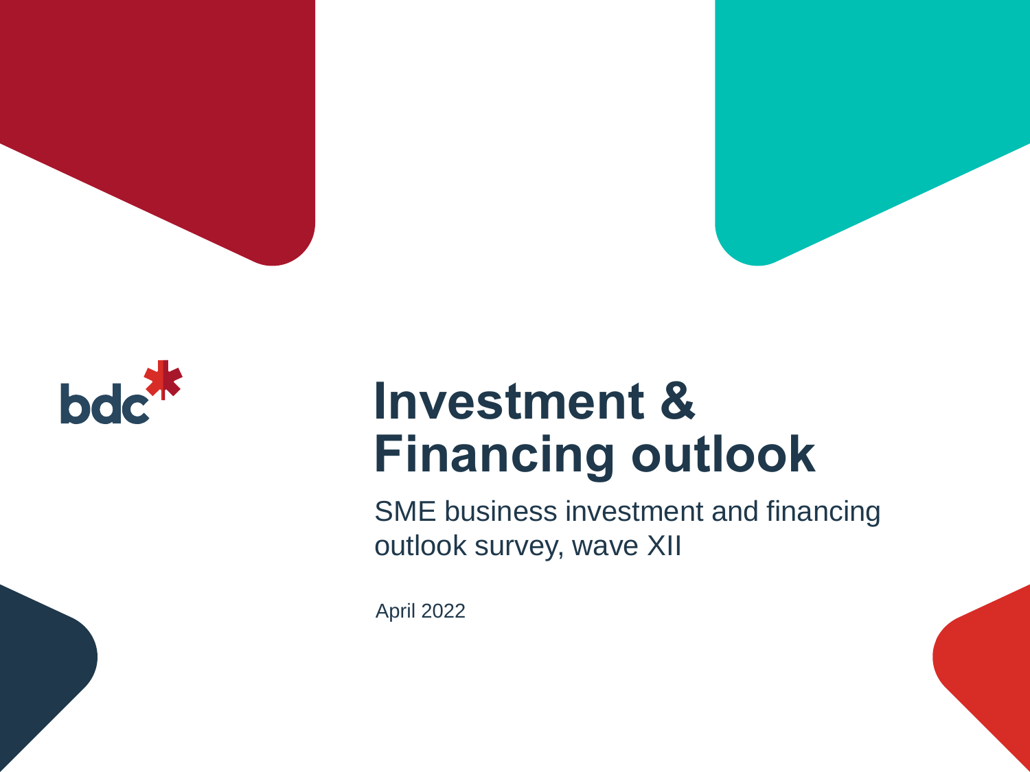bdc

# Investment & Financing outlook

SME business investment and financing outlook survey, wave XII

April 2022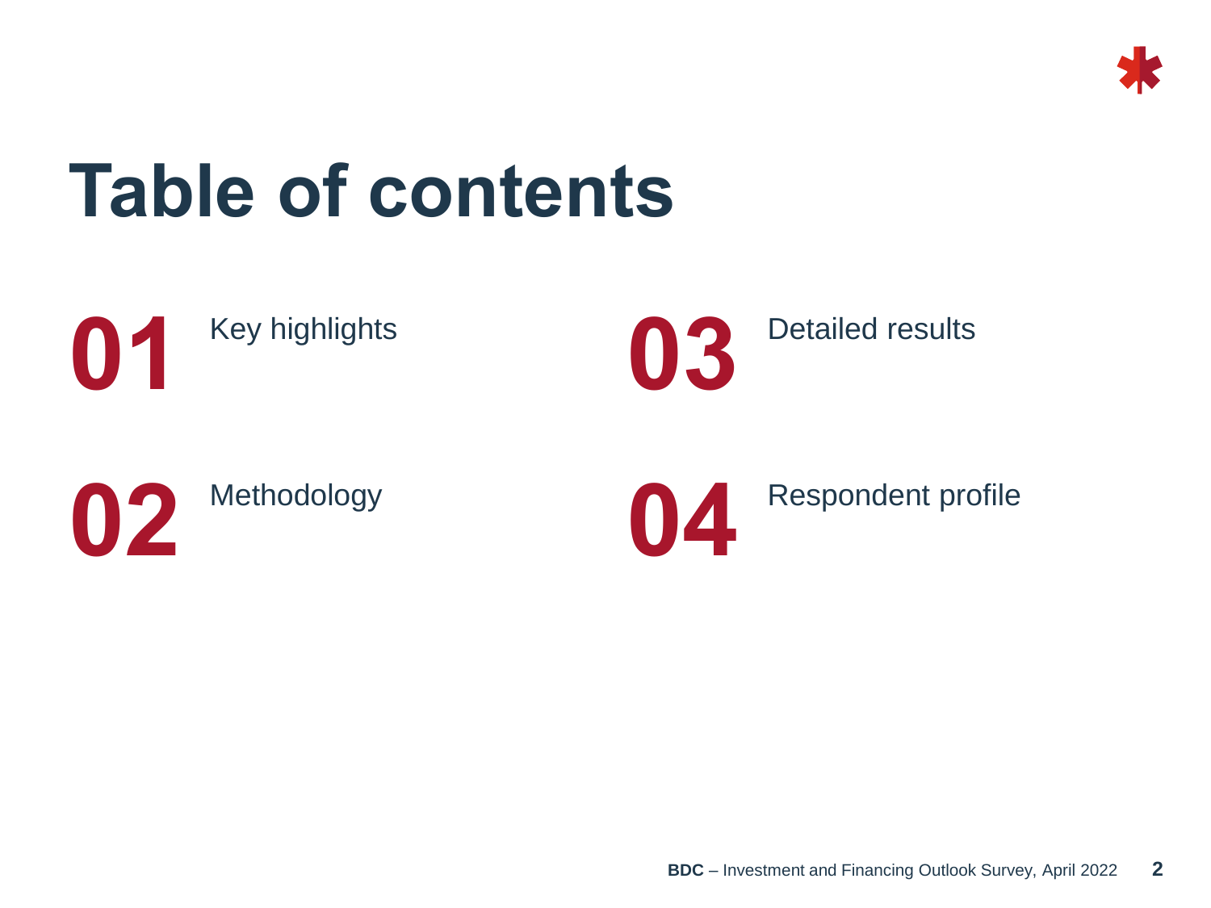# Table of contents

**01** Key highlights

**02** Methodology

**03** Detailed results

**04** Respondent profile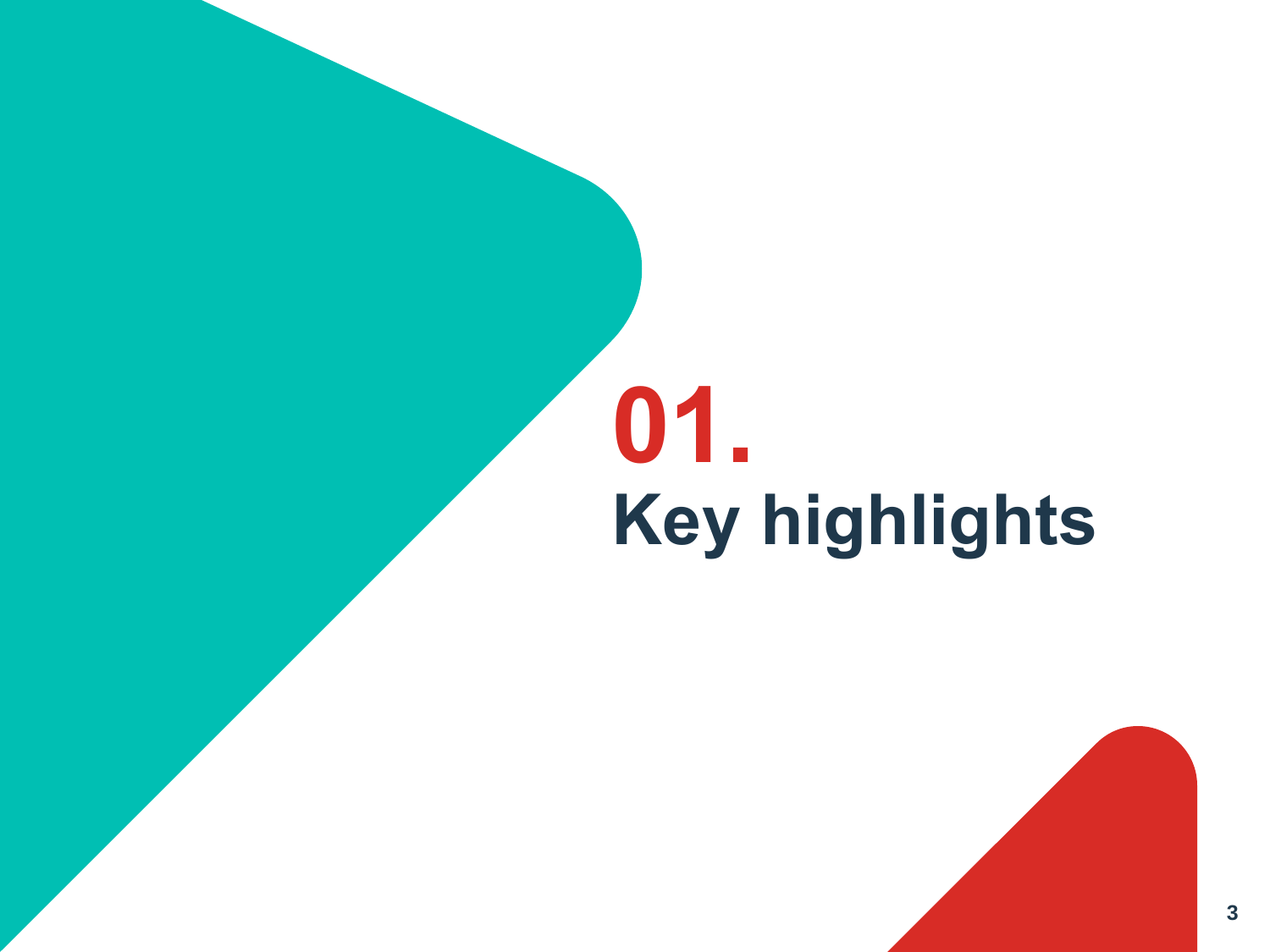# 01.
# Key highlights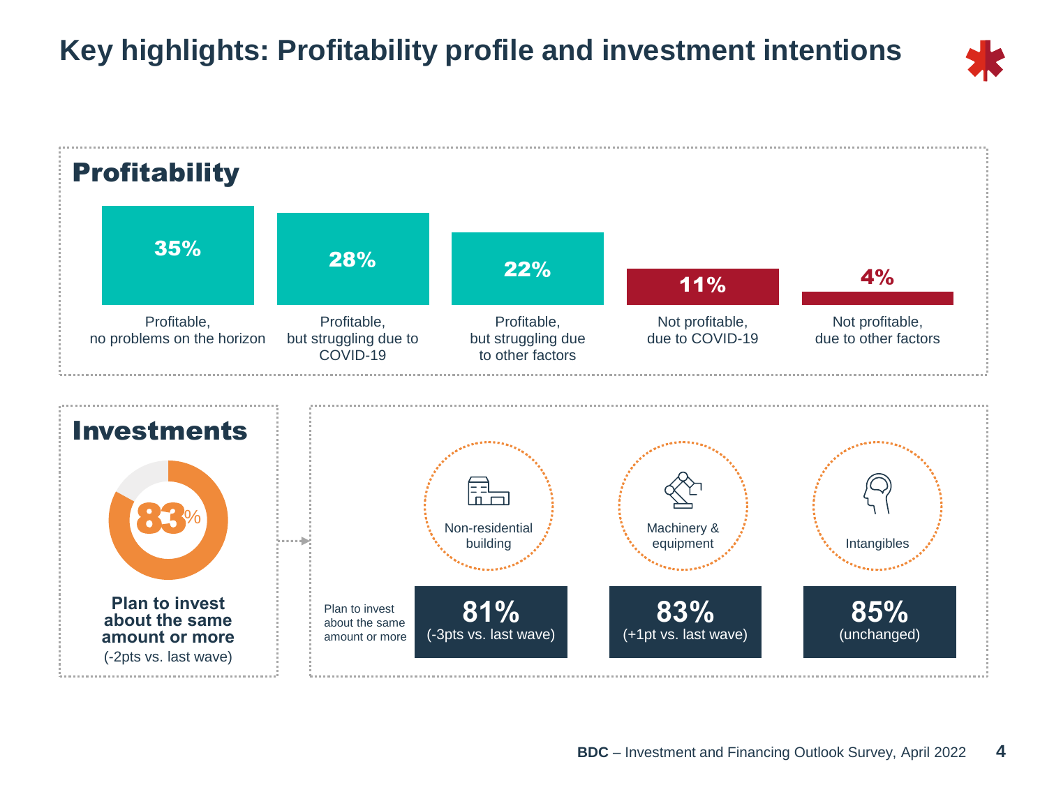# Key highlights: Profitability profile and investment intentions

## Profitability

| Profitable, no problems on the horizon | Profitable, but struggling due to COVID-19 | Profitable, but struggling due to other factors | Not profitable, due to COVID-19 | Not profitable, due to other factors |
|---|---|---|---|---|
| 35% | 28% | 22% | 11% | 4% |

## Investments

**83%**

**Plan to invest about the same amount or more**
(-2pts vs. last wave)

Plan to invest about the same amount or more

| Non-residential building | Machinery & equipment | Intangibles |
|---|---|---|
| **81%** (-3pts vs. last wave) | **83%** (+1pt vs. last wave) | **85%** (unchanged) |

**BDC** – Investment and Financing Outlook Survey, April 2022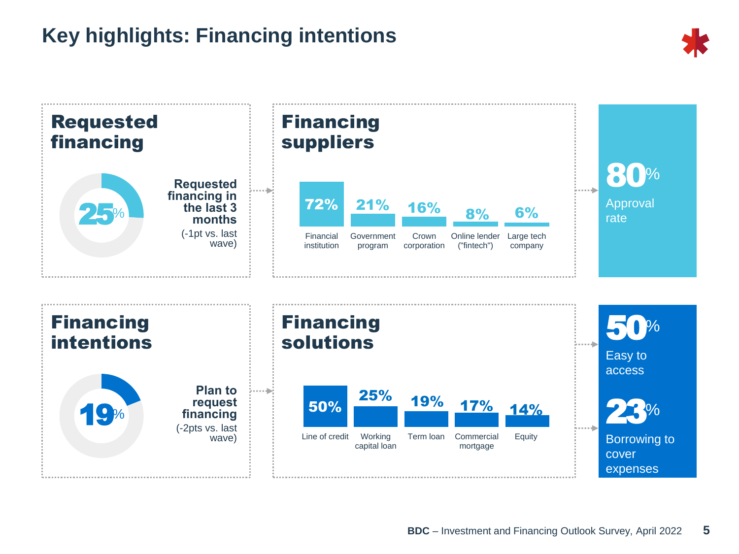# Key highlights: Financing intentions

## Requested financing

**25%**

**Requested financing in the last 3 months**

(-1pt vs. last wave)

## Financing suppliers

| Financial institution | Government program | Crown corporation | Online lender ("fintech") | Large tech company |
|---|---|---|---|---|
| 72% | 21% | 16% | 8% | 6% |

**80%** Approval rate

## Financing intentions

**19%**

**Plan to request financing**

(-2pts vs. last wave)

## Financing solutions

| Line of credit | Working capital loan | Term loan | Commercial mortgage | Equity |
|---|---|---|---|---|
| 50% | 25% | 19% | 17% | 14% |

**50%** Easy to access

**23%** Borrowing to cover expenses

**BDC** – Investment and Financing Outlook Survey, April 2022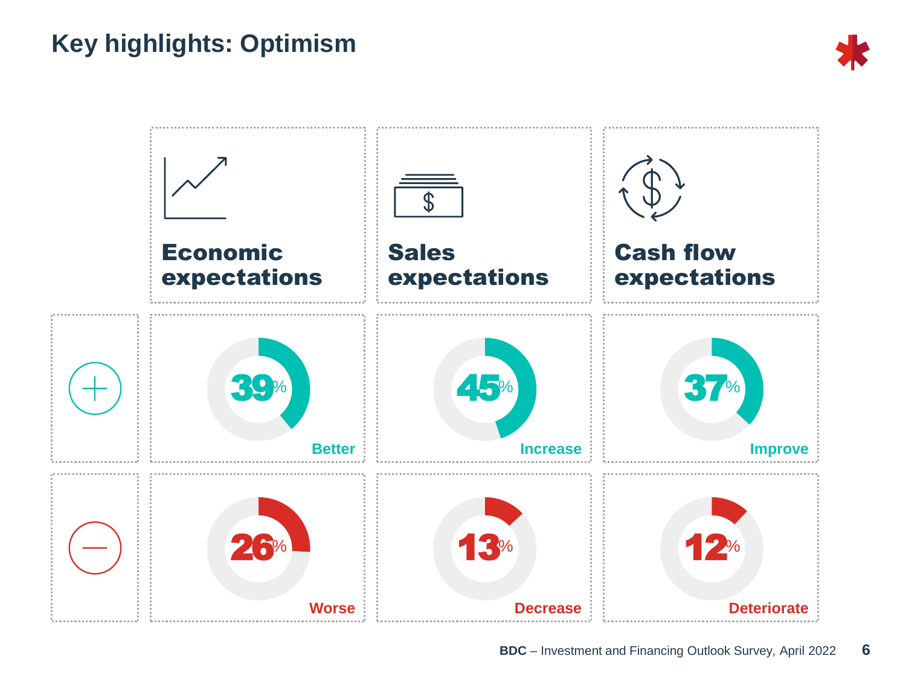# Key highlights: Optimism

| | Economic expectations | Sales expectations | Cash flow expectations |
|---|---|---|---|
| + | 39% Better | 45% Increase | 37% Improve |
| − | 26% Worse | 13% Decrease | 12% Deteriorate |

**BDC** – Investment and Financing Outlook Survey, April 2022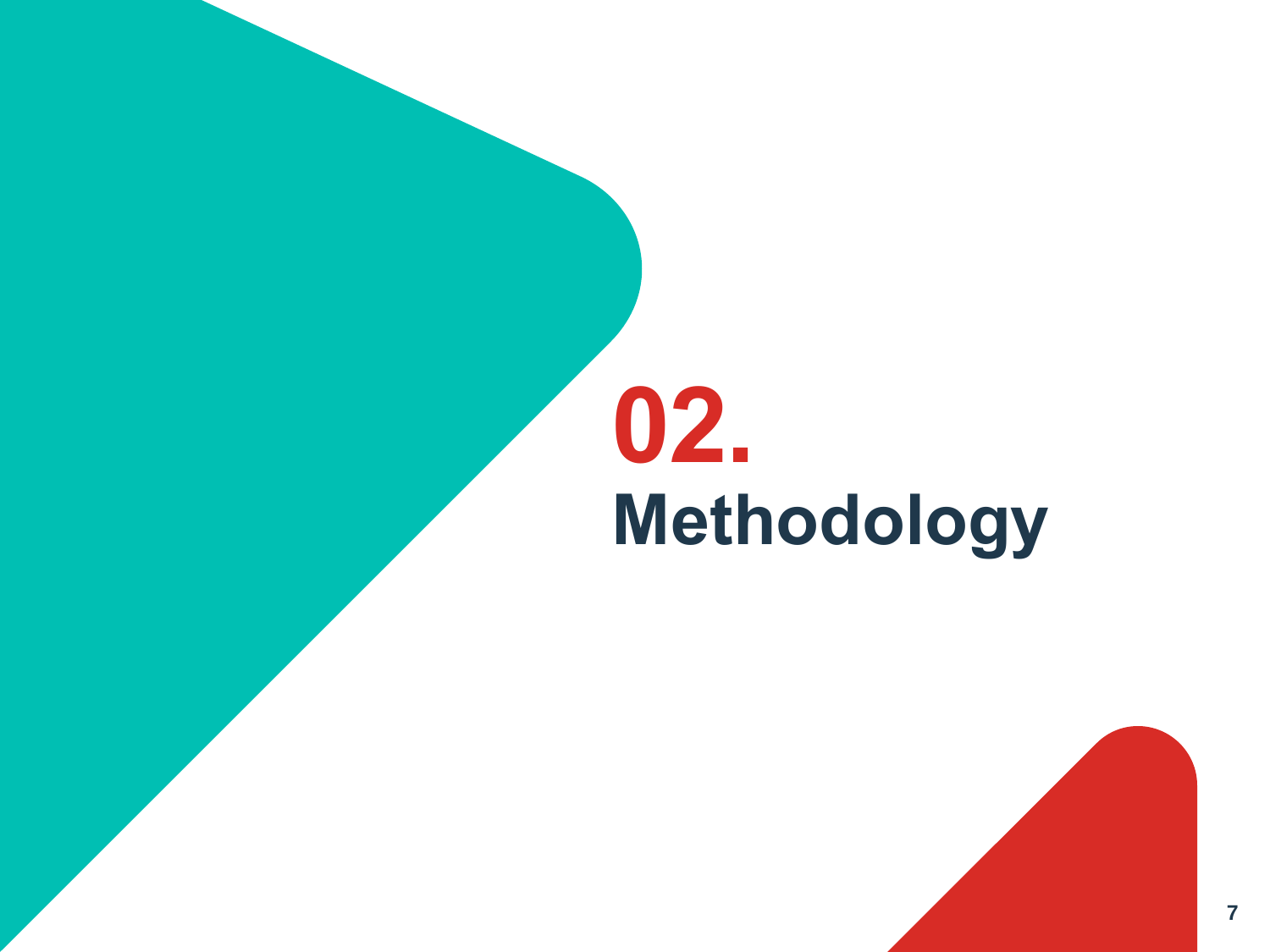# 02. Methodology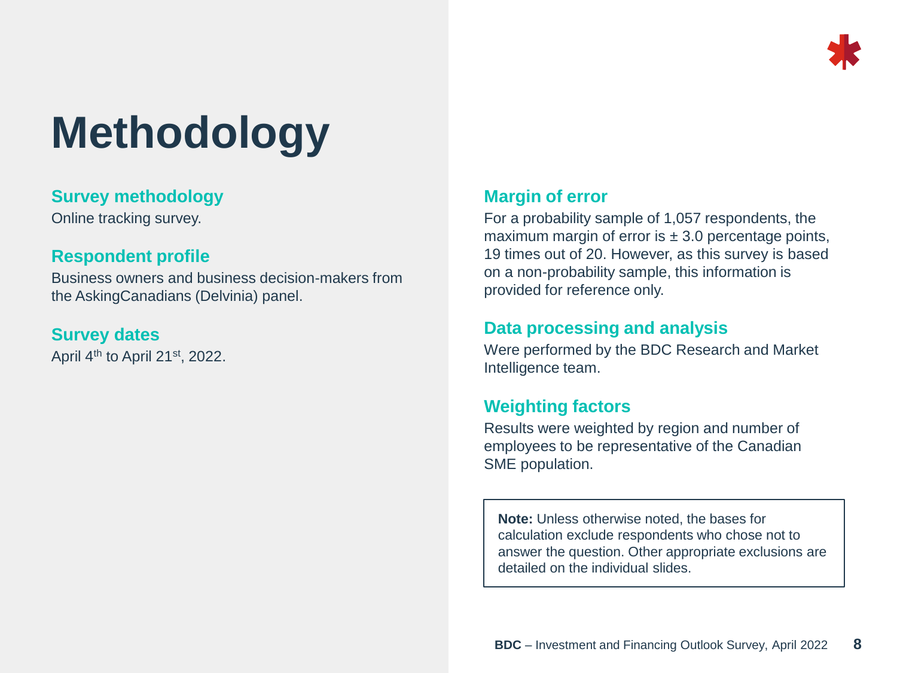# Methodology

## Survey methodology

Online tracking survey.

## Respondent profile

Business owners and business decision-makers from the AskingCanadians (Delvinia) panel.

## Survey dates

April 4th to April 21st, 2022.

## Margin of error

For a probability sample of 1,057 respondents, the maximum margin of error is ± 3.0 percentage points, 19 times out of 20. However, as this survey is based on a non-probability sample, this information is provided for reference only.

## Data processing and analysis

Were performed by the BDC Research and Market Intelligence team.

## Weighting factors

Results were weighted by region and number of employees to be representative of the Canadian SME population.

> **Note:** Unless otherwise noted, the bases for calculation exclude respondents who chose not to answer the question. Other appropriate exclusions are detailed on the individual slides.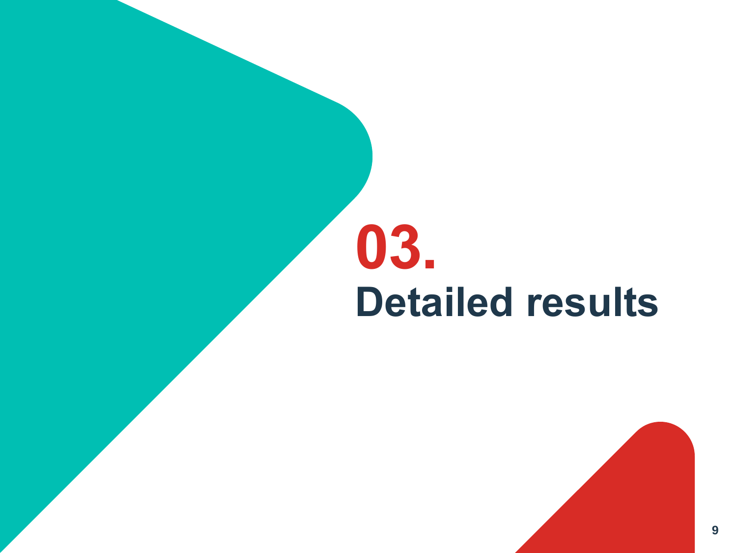# 03. Detailed results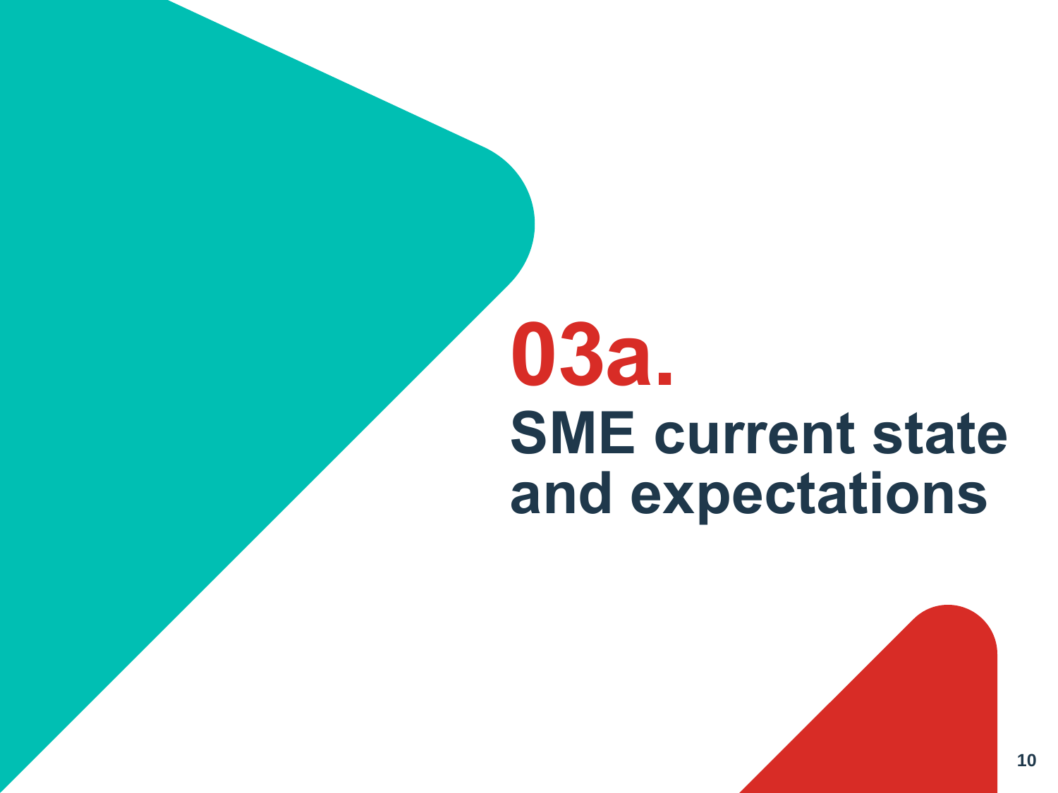# 03a.

## SME current state and expectations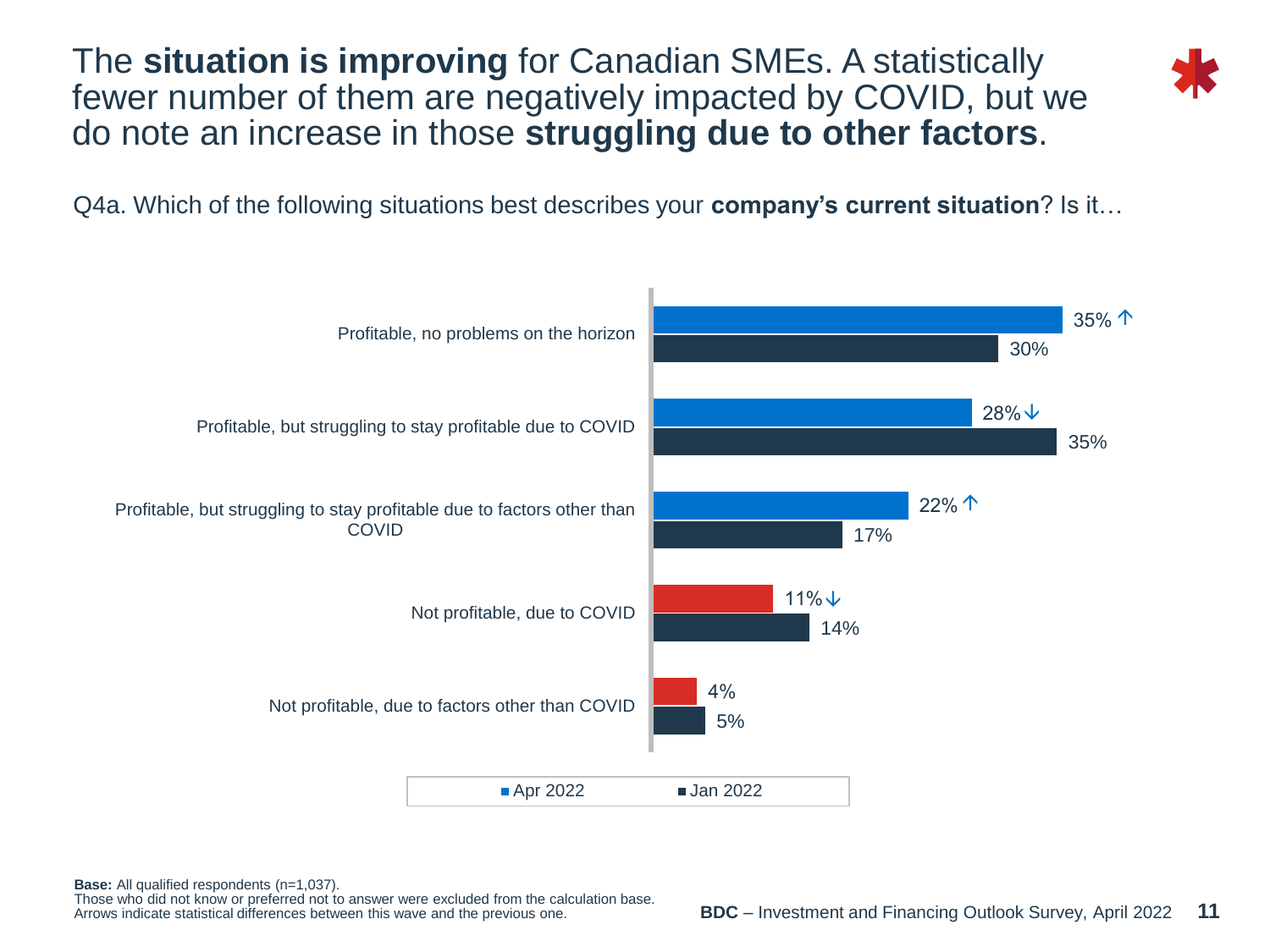# The **situation is improving** for Canadian SMEs. A statistically fewer number of them are negatively impacted by COVID, but we do note an increase in those **struggling due to other factors**.

Q4a. Which of the following situations best describes your **company's current situation**? Is it…

| Situation | Apr 2022 | Jan 2022 |
|---|---|---|
| Profitable, no problems on the horizon | 35% ↑ | 30% |
| Profitable, but struggling to stay profitable due to COVID | 28% ↓ | 35% |
| Profitable, but struggling to stay profitable due to factors other than COVID | 22% ↑ | 17% |
| Not profitable, due to COVID | 11% ↓ | 14% |
| Not profitable, due to factors other than COVID | 4% | 5% |

**Base:** All qualified respondents (n=1,037).
Those who did not know or preferred not to answer were excluded from the calculation base.
Arrows indicate statistical differences between this wave and the previous one.

**BDC** – Investment and Financing Outlook Survey, April 2022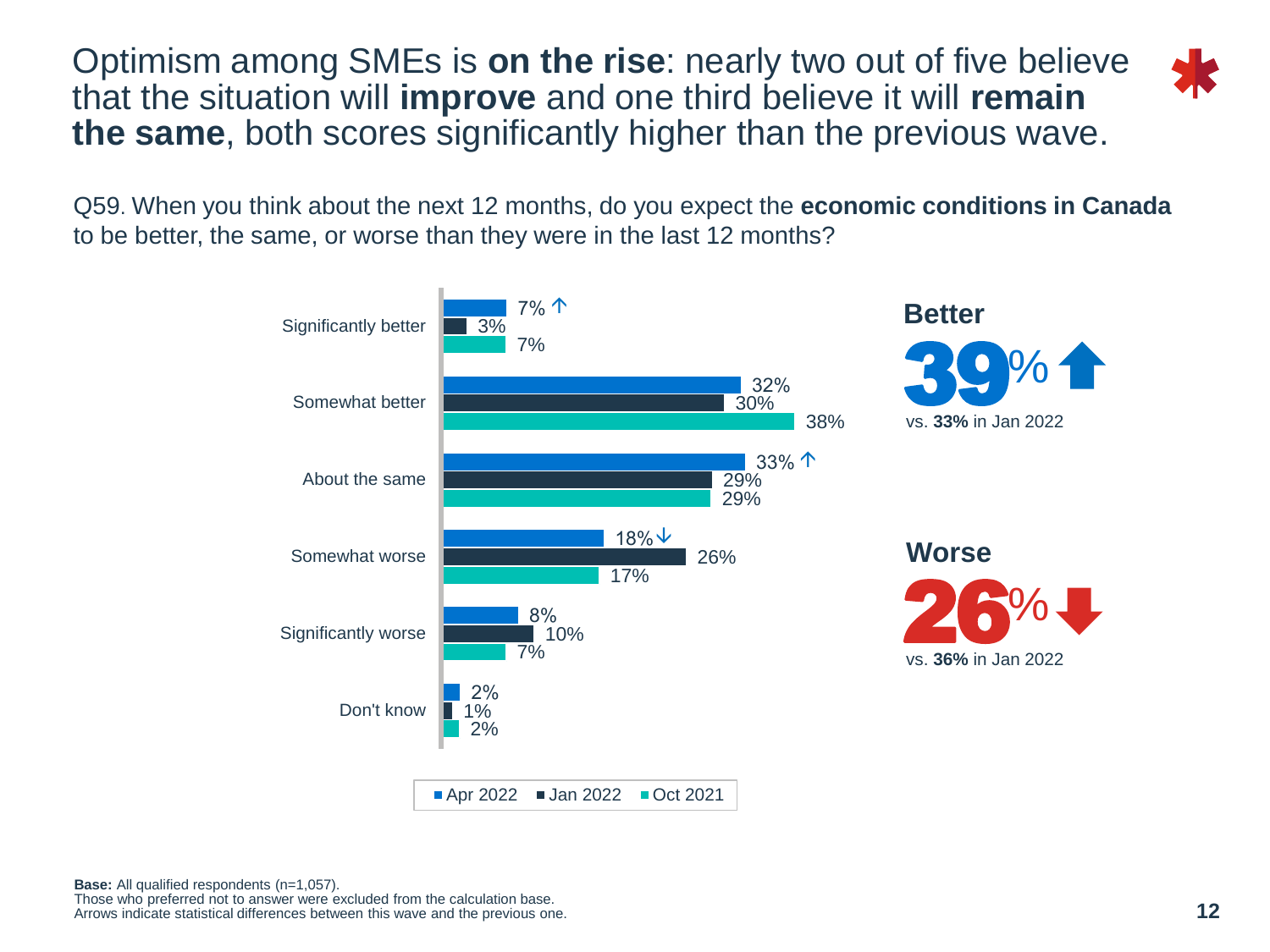# Optimism among SMEs is **on the rise**: nearly two out of five believe that the situation will **improve** and one third believe it will **remain the same**, both scores significantly higher than the previous wave.

Q59. When you think about the next 12 months, do you expect the **economic conditions in Canada** to be better, the same, or worse than they were in the last 12 months?

| | Apr 2022 | Jan 2022 | Oct 2021 |
|---|---|---|---|
| Significantly better | 7% ↑ | 3% | 7% |
| Somewhat better | 32% | 30% | 38% |
| About the same | 33% ↑ | 29% | 29% |
| Somewhat worse | 18% ↓ | 26% | 17% |
| Significantly worse | 8% | 10% | 7% |
| Don't know | 2% | 1% | 2% |

**Better**

**39%** ↑

vs. **33%** in Jan 2022

**Worse**

**26%** ↓

vs. **36%** in Jan 2022

**Base:** All qualified respondents (n=1,057).
Those who preferred not to answer were excluded from the calculation base.
Arrows indicate statistical differences between this wave and the previous one.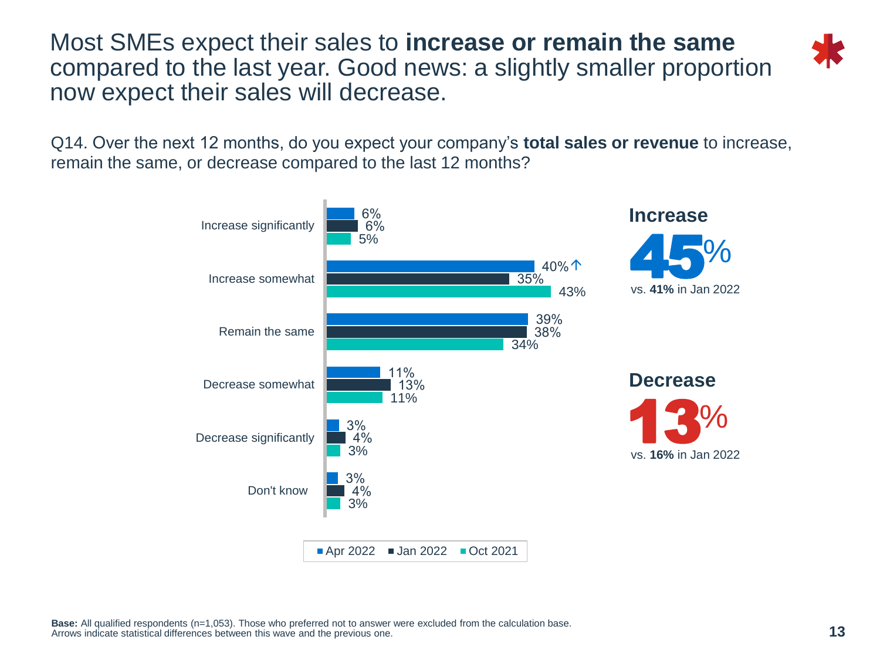# Most SMEs expect their sales to **increase or remain the same** compared to the last year. Good news: a slightly smaller proportion now expect their sales will decrease.

Q14. Over the next 12 months, do you expect your company's **total sales or revenue** to increase, remain the same, or decrease compared to the last 12 months?

| | Apr 2022 | Jan 2022 | Oct 2021 |
|---|---|---|---|
| Increase significantly | 6% | 6% | 5% |
| Increase somewhat | 40% ↑ | 35% | 43% |
| Remain the same | 39% | 38% | 34% |
| Decrease somewhat | 11% | 13% | 11% |
| Decrease significantly | 3% | 4% | 3% |
| Don't know | 3% | 4% | 3% |

**Increase**

45%

vs. **41%** in Jan 2022

**Decrease**

13%

vs. **16%** in Jan 2022

**Base:** All qualified respondents (n=1,053). Those who preferred not to answer were excluded from the calculation base.
Arrows indicate statistical differences between this wave and the previous one.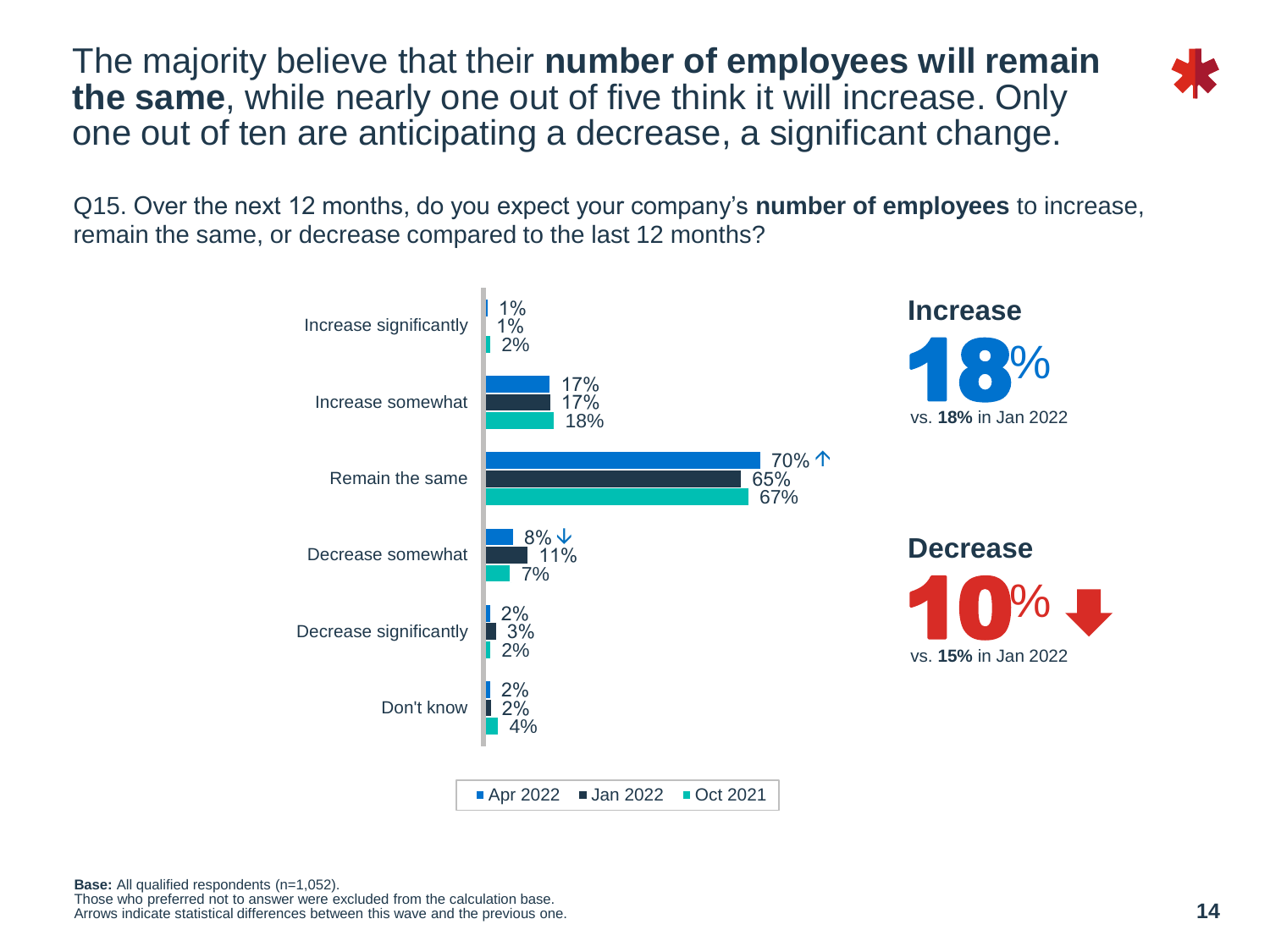# The majority believe that their **number of employees will remain the same**, while nearly one out of five think it will increase. Only one out of ten are anticipating a decrease, a significant change.

Q15. Over the next 12 months, do you expect your company's **number of employees** to increase, remain the same, or decrease compared to the last 12 months?

| | Apr 2022 | Jan 2022 | Oct 2021 |
|---|---|---|---|
| Increase significantly | 1% | 1% | 2% |
| Increase somewhat | 17% | 17% | 18% |
| Remain the same | 70% ↑ | 65% | 67% |
| Decrease somewhat | 8% ↓ | 11% | 7% |
| Decrease significantly | 2% | 3% | 2% |
| Don't know | 2% | 2% | 4% |

**Increase**

**18%**

vs. **18%** in Jan 2022

**Decrease**

**10%** ↓

vs. **15%** in Jan 2022

**Base:** All qualified respondents (n=1,052).
Those who preferred not to answer were excluded from the calculation base.
Arrows indicate statistical differences between this wave and the previous one.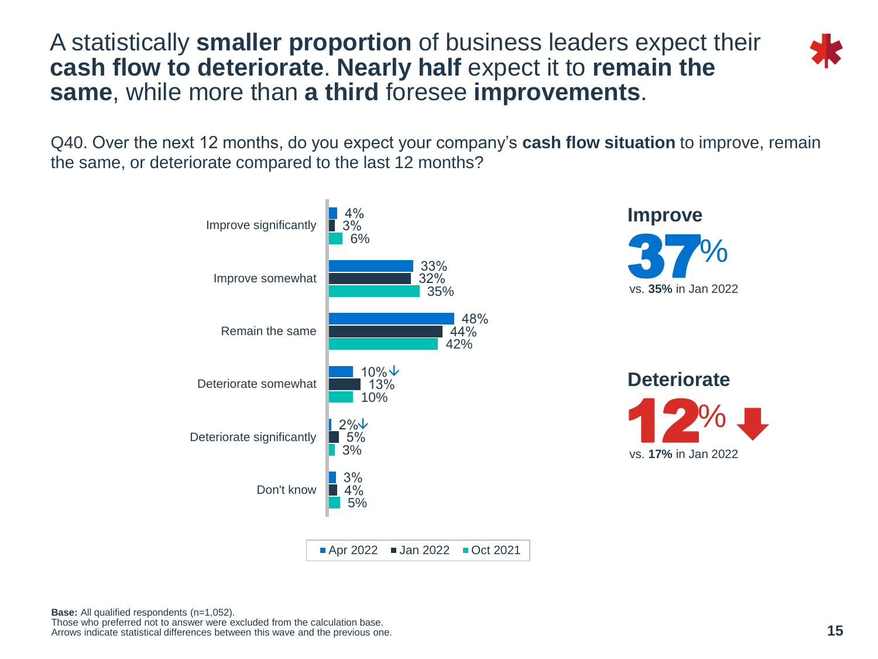# A statistically **smaller proportion** of business leaders expect their **cash flow to deteriorate**. **Nearly half** expect it to **remain the same**, while more than **a third** foresee **improvements**.

Q40. Over the next 12 months, do you expect your company's **cash flow situation** to improve, remain the same, or deteriorate compared to the last 12 months?

| | Apr 2022 | Jan 2022 | Oct 2021 |
|---|---|---|---|
| Improve significantly | 4% | 3% | 6% |
| Improve somewhat | 33% | 32% | 35% |
| Remain the same | 48% | 44% | 42% |
| Deteriorate somewhat | 10% ↓ | 13% | 10% |
| Deteriorate significantly | 2% ↓ | 5% | 3% |
| Don't know | 3% | 4% | 5% |

**Improve**

**37%**

vs. **35%** in Jan 2022

**Deteriorate**

**12%** ↓

vs. **17%** in Jan 2022

**Base:** All qualified respondents (n=1,052).
Those who preferred not to answer were excluded from the calculation base.
Arrows indicate statistical differences between this wave and the previous one.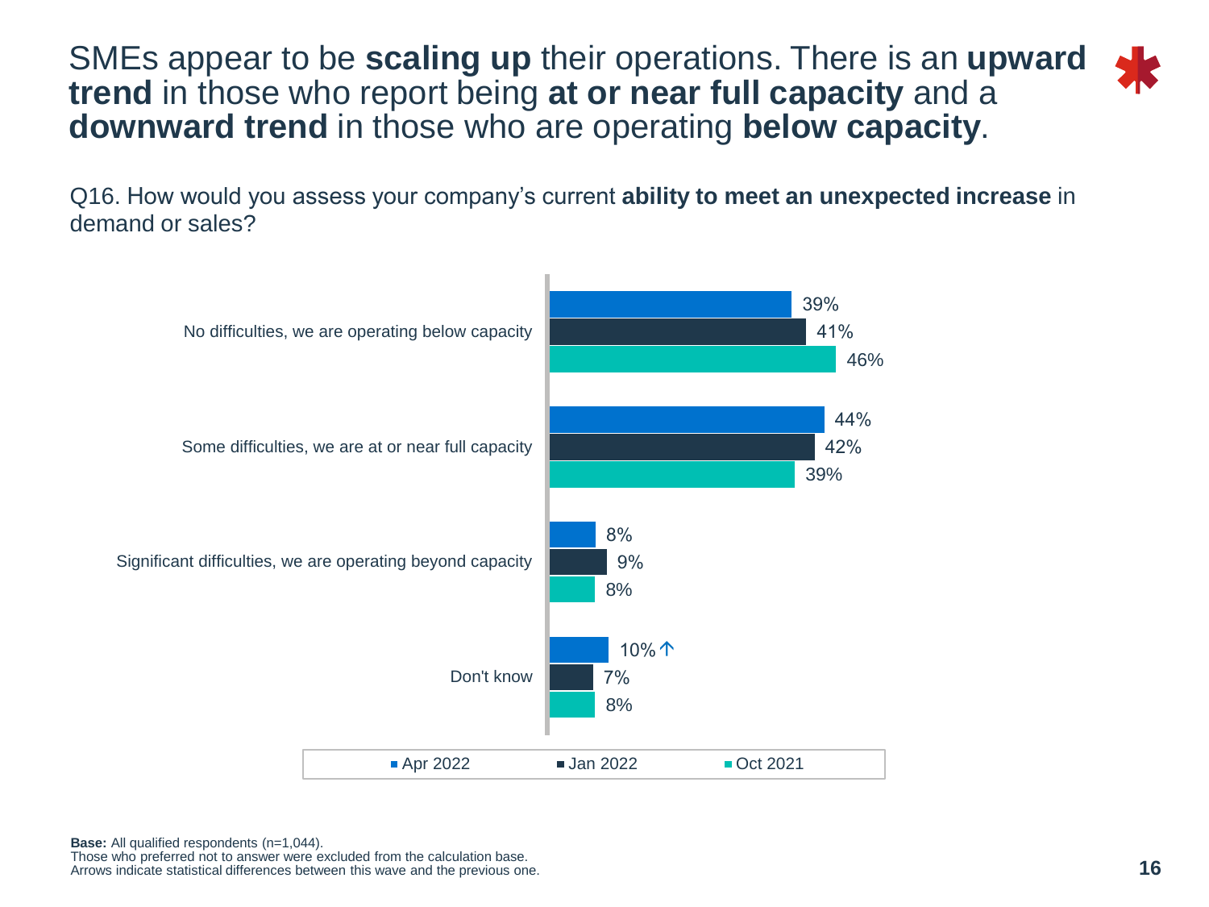# SMEs appear to be **scaling up** their operations. There is an **upward trend** in those who report being **at or near full capacity** and a **downward trend** in those who are operating **below capacity**.

Q16. How would you assess your company's current **ability to meet an unexpected increase** in demand or sales?

| | Apr 2022 | Jan 2022 | Oct 2021 |
|---|---|---|---|
| No difficulties, we are operating below capacity | 39% | 41% | 46% |
| Some difficulties, we are at or near full capacity | 44% | 42% | 39% |
| Significant difficulties, we are operating beyond capacity | 8% | 9% | 8% |
| Don't know | 10% ↑ | 7% | 8% |

**Base:** All qualified respondents (n=1,044).
Those who preferred not to answer were excluded from the calculation base.
Arrows indicate statistical differences between this wave and the previous one.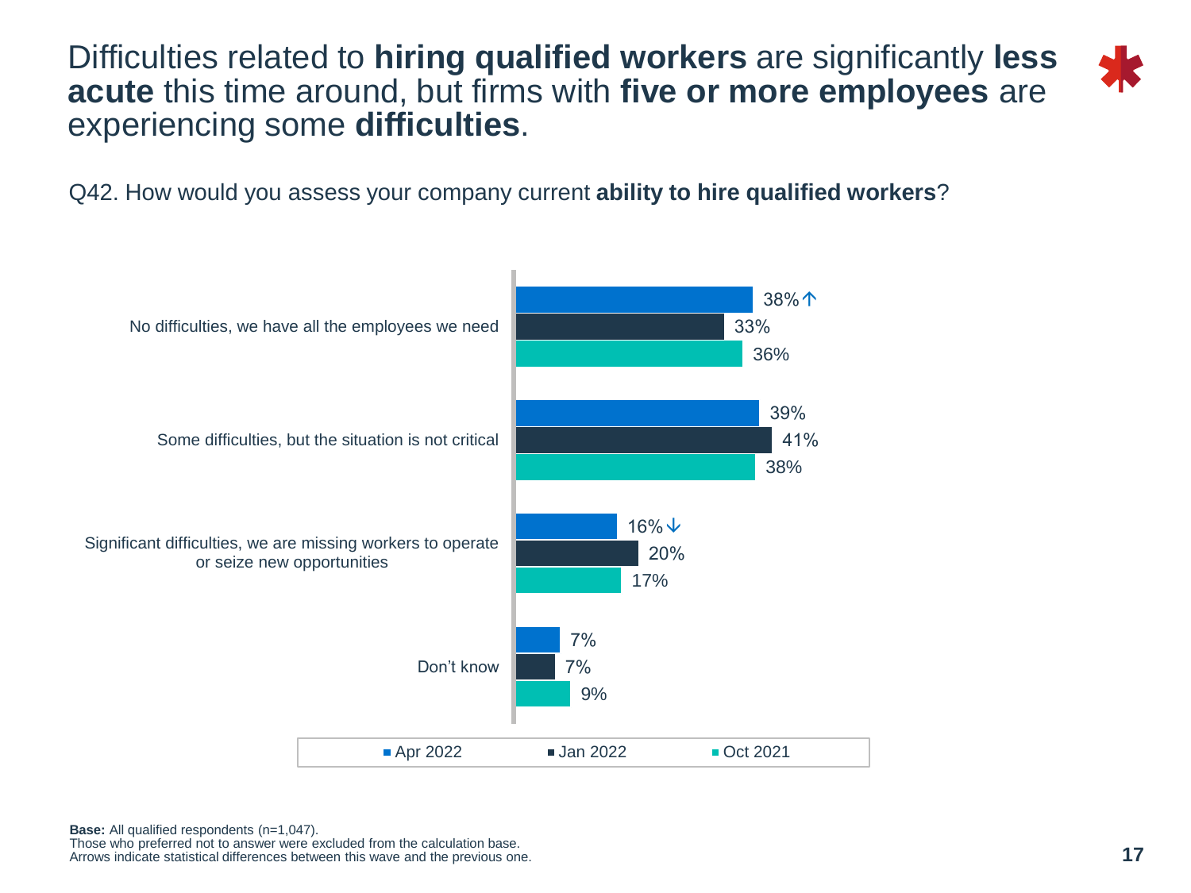# Difficulties related to **hiring qualified workers** are significantly **less acute** this time around, but firms with **five or more employees** are experiencing some **difficulties**.

Q42. How would you assess your company current **ability to hire qualified workers**?

| | Apr 2022 | Jan 2022 | Oct 2021 |
|---|---|---|---|
| No difficulties, we have all the employees we need | 38% ↑ | 33% | 36% |
| Some difficulties, but the situation is not critical | 39% | 41% | 38% |
| Significant difficulties, we are missing workers to operate or seize new opportunities | 16% ↓ | 20% | 17% |
| Don't know | 7% | 7% | 9% |

**Base:** All qualified respondents (n=1,047).
Those who preferred not to answer were excluded from the calculation base.
Arrows indicate statistical differences between this wave and the previous one.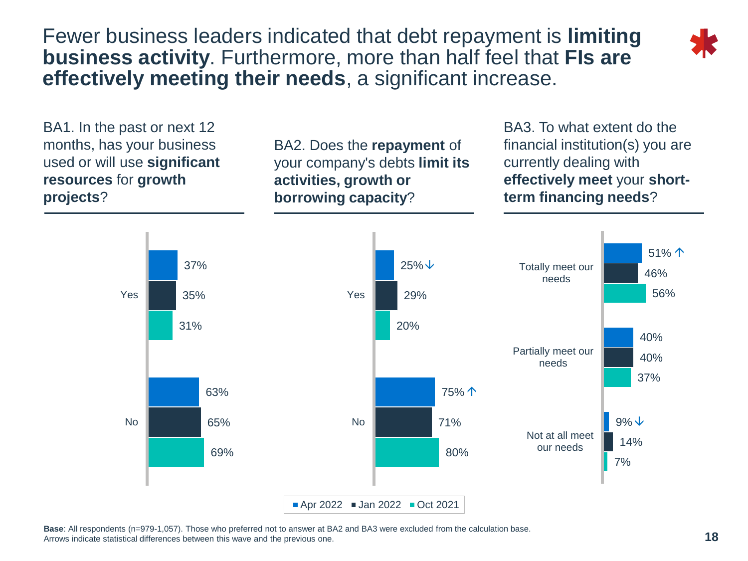# Fewer business leaders indicated that debt repayment is **limiting business activity**. Furthermore, more than half feel that **FIs are effectively meeting their needs**, a significant increase.

### BA1. In the past or next 12 months, has your business used or will use **significant resources** for **growth projects**?

| | Apr 2022 | Jan 2022 | Oct 2021 |
|---|---|---|---|
| Yes | 37% | 35% | 31% |
| No | 63% | 65% | 69% |

### BA2. Does the **repayment** of your company's debts **limit its activities, growth or borrowing capacity**?

| | Apr 2022 | Jan 2022 | Oct 2021 |
|---|---|---|---|
| Yes | 25% ↓ | 29% | 20% |
| No | 75% ↑ | 71% | 80% |

### BA3. To what extent do the financial institution(s) you are currently dealing with **effectively meet** your **short-term financing needs**?

| | Apr 2022 | Jan 2022 | Oct 2021 |
|---|---|---|---|
| Totally meet our needs | 51% ↑ | 46% | 56% |
| Partially meet our needs | 40% | 40% | 37% |
| Not at all meet our needs | 9% ↓ | 14% | 7% |

**Base**: All respondents (n=979-1,057). Those who preferred not to answer at BA2 and BA3 were excluded from the calculation base.
Arrows indicate statistical differences between this wave and the previous one.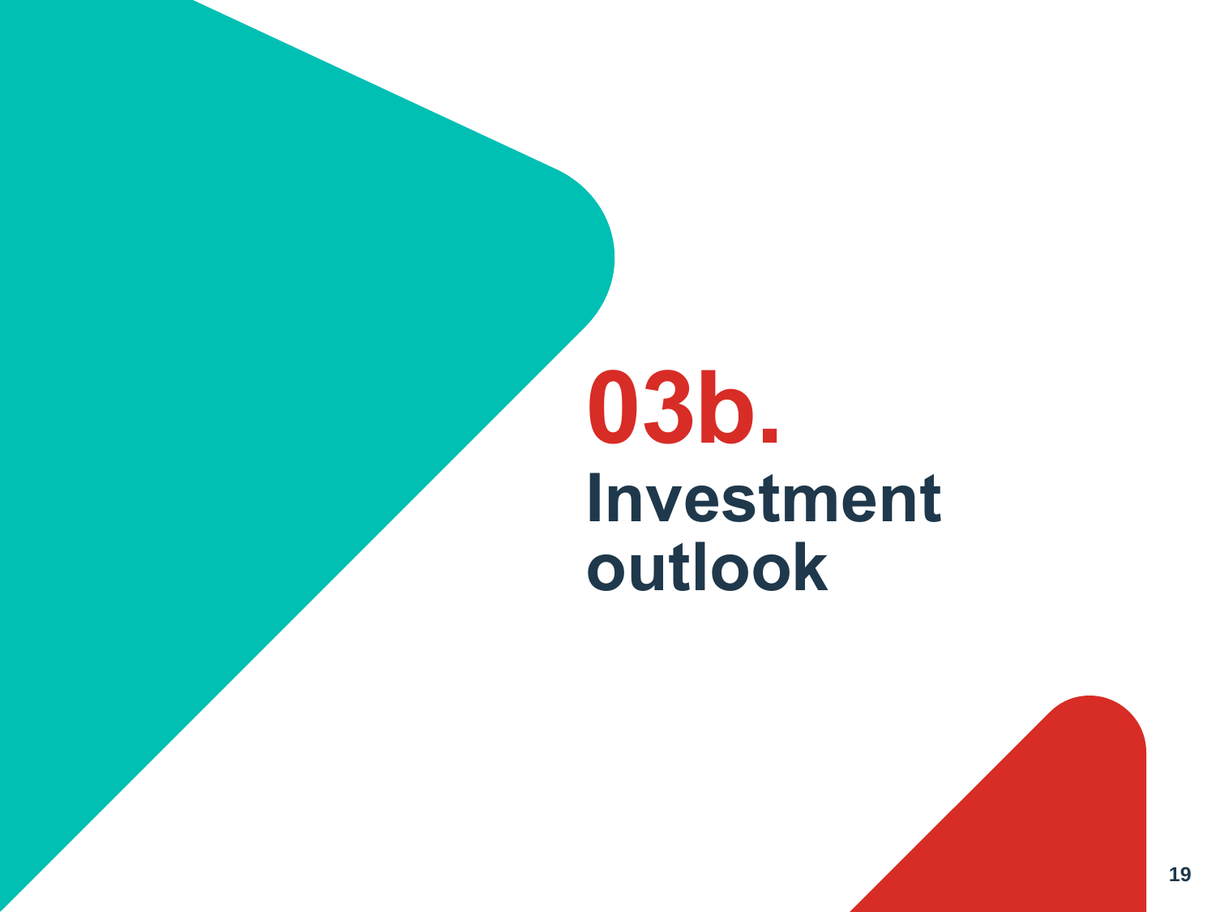# 03b.

## Investment outlook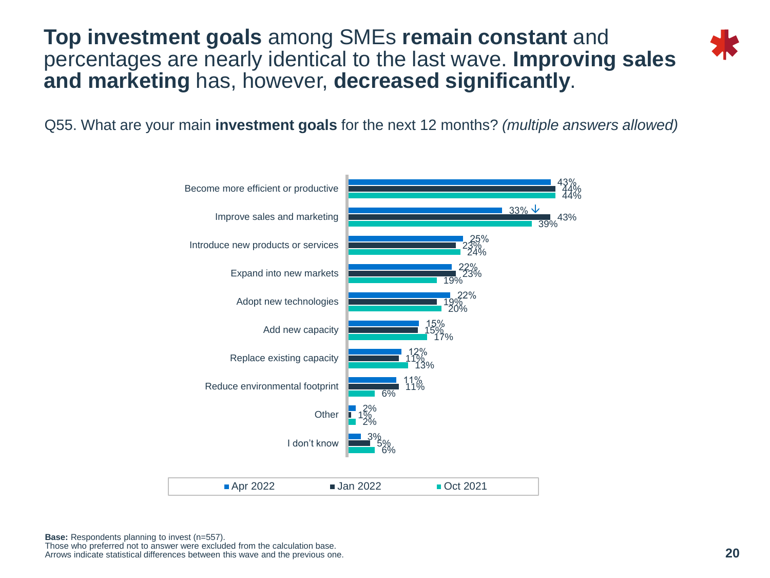# **Top investment goals** among SMEs **remain constant** and percentages are nearly identical to the last wave. **Improving sales and marketing** has, however, **decreased significantly**.

Q55. What are your main **investment goals** for the next 12 months? *(multiple answers allowed)*

| Investment goal | Apr 2022 | Jan 2022 | Oct 2021 |
|---|---|---|---|
| Become more efficient or productive | 43% | 44% | 44% |
| Improve sales and marketing | 33% ↓ | 43% | 39% |
| Introduce new products or services | 25% | 23% | 24% |
| Expand into new markets | 22% | 23% | 19% |
| Adopt new technologies | 22% | 19% | 20% |
| Add new capacity | 15% | 15% | 17% |
| Replace existing capacity | 12% | 11% | 13% |
| Reduce environmental footprint | 11% | 11% | 6% |
| Other | 2% | 1% | 2% |
| I don't know | 3% | 5% | 6% |

**Base:** Respondents planning to invest (n=557).
Those who preferred not to answer were excluded from the calculation base.
Arrows indicate statistical differences between this wave and the previous one.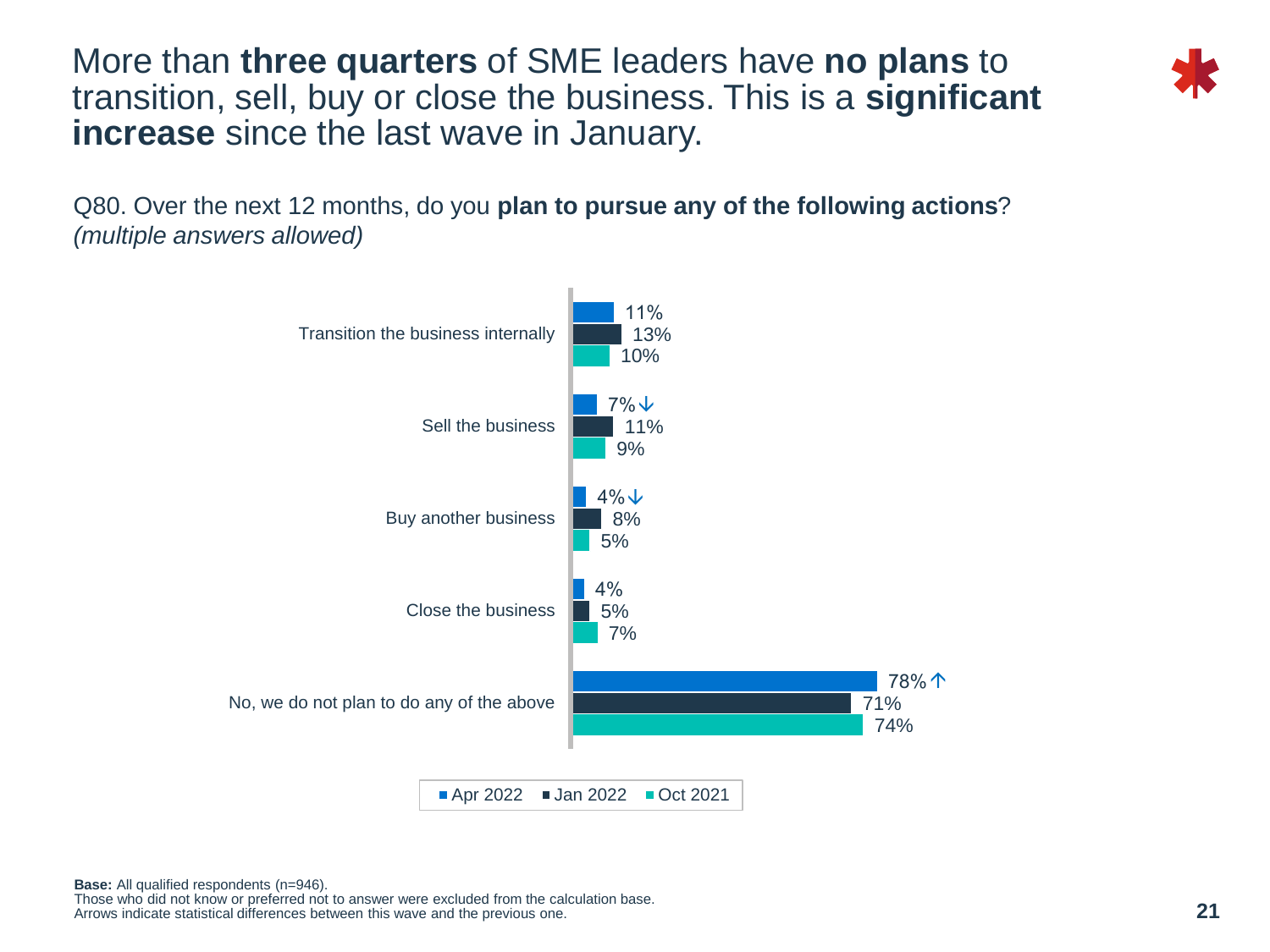# More than **three quarters** of SME leaders have **no plans** to transition, sell, buy or close the business. This is a **significant increase** since the last wave in January.

Q80. Over the next 12 months, do you **plan to pursue any of the following actions**? *(multiple answers allowed)*

| | Apr 2022 | Jan 2022 | Oct 2021 |
|---|---|---|---|
| Transition the business internally | 11% | 13% | 10% |
| Sell the business | 7% ↓ | 11% | 9% |
| Buy another business | 4% ↓ | 8% | 5% |
| Close the business | 4% | 5% | 7% |
| No, we do not plan to do any of the above | 78% ↑ | 71% | 74% |

**Base:** All qualified respondents (n=946).
Those who did not know or preferred not to answer were excluded from the calculation base.
Arrows indicate statistical differences between this wave and the previous one.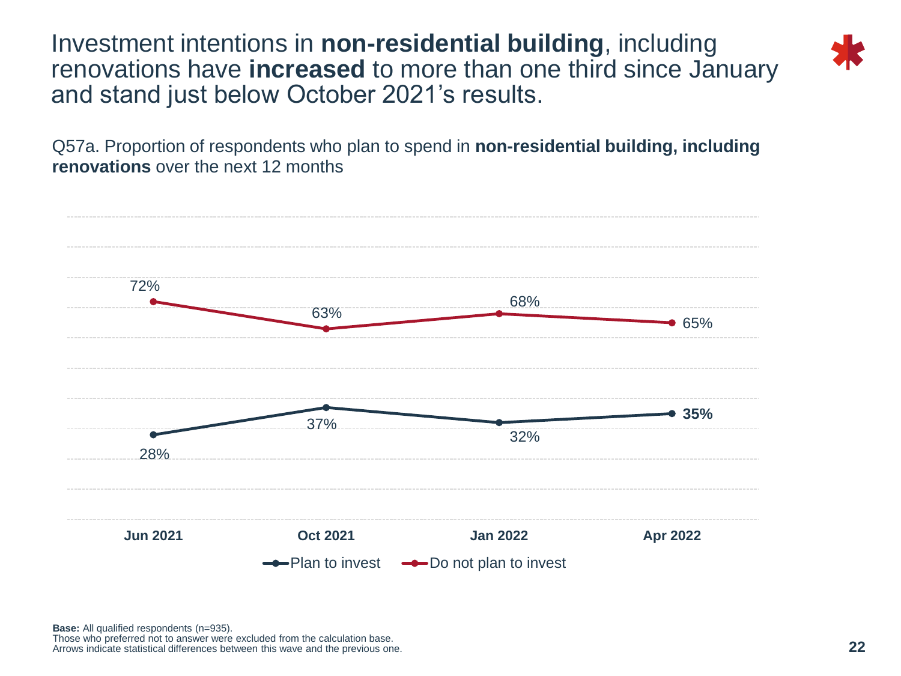# Investment intentions in **non-residential building**, including renovations have **increased** to more than one third since January and stand just below October 2021's results.

Q57a. Proportion of respondents who plan to spend in **non-residential building, including renovations** over the next 12 months

| | Jun 2021 | Oct 2021 | Jan 2022 | Apr 2022 |
|---|---|---|---|---|
| Plan to invest | 28% | 37% | 32% | **35%** |
| Do not plan to invest | 72% | 63% | 68% | 65% |

**Base:** All qualified respondents (n=935).
Those who preferred not to answer were excluded from the calculation base.
Arrows indicate statistical differences between this wave and the previous one.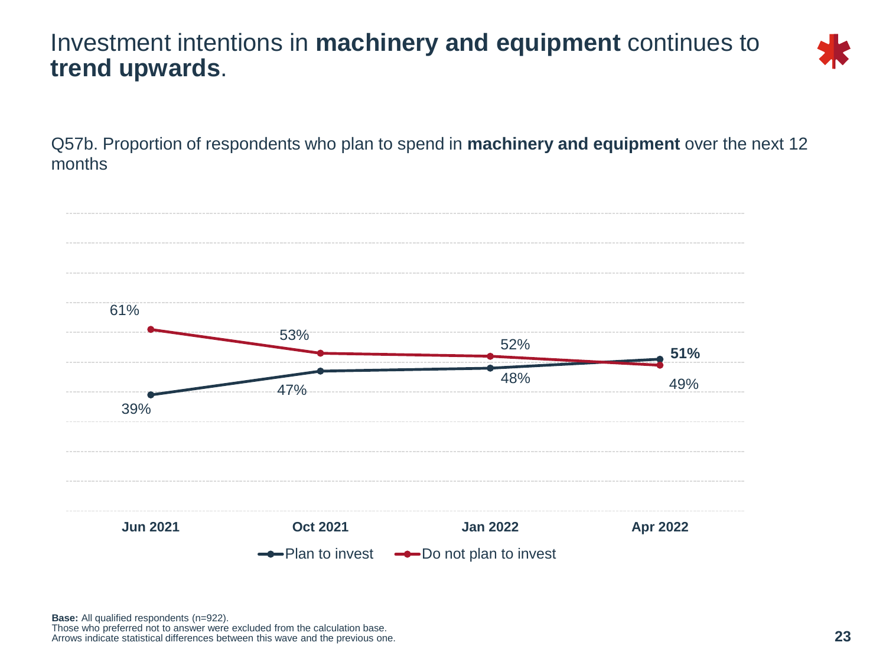# Investment intentions in **machinery and equipment** continues to **trend upwards**.

Q57b. Proportion of respondents who plan to spend in **machinery and equipment** over the next 12 months

| | Jun 2021 | Oct 2021 | Jan 2022 | Apr 2022 |
|---|---|---|---|---|
| Plan to invest | 39% | 47% | 48% | **51%** |
| Do not plan to invest | 61% | 53% | 52% | 49% |

**Base:** All qualified respondents (n=922).
Those who preferred not to answer were excluded from the calculation base.
Arrows indicate statistical differences between this wave and the previous one.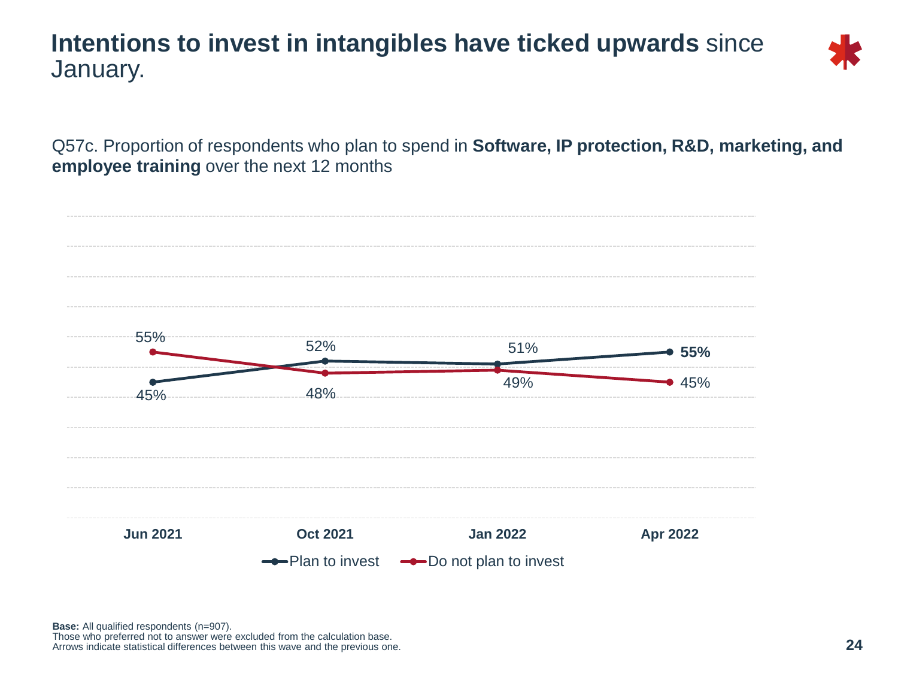# **Intentions to invest in intangibles have ticked upwards** since January.

Q57c. Proportion of respondents who plan to spend in **Software, IP protection, R&D, marketing, and employee training** over the next 12 months

| | Jun 2021 | Oct 2021 | Jan 2022 | Apr 2022 |
|---|---|---|---|---|
| Plan to invest | 45% | 52% | 51% | **55%** |
| Do not plan to invest | 55% | 48% | 49% | 45% |

**Base:** All qualified respondents (n=907).
Those who preferred not to answer were excluded from the calculation base.
Arrows indicate statistical differences between this wave and the previous one.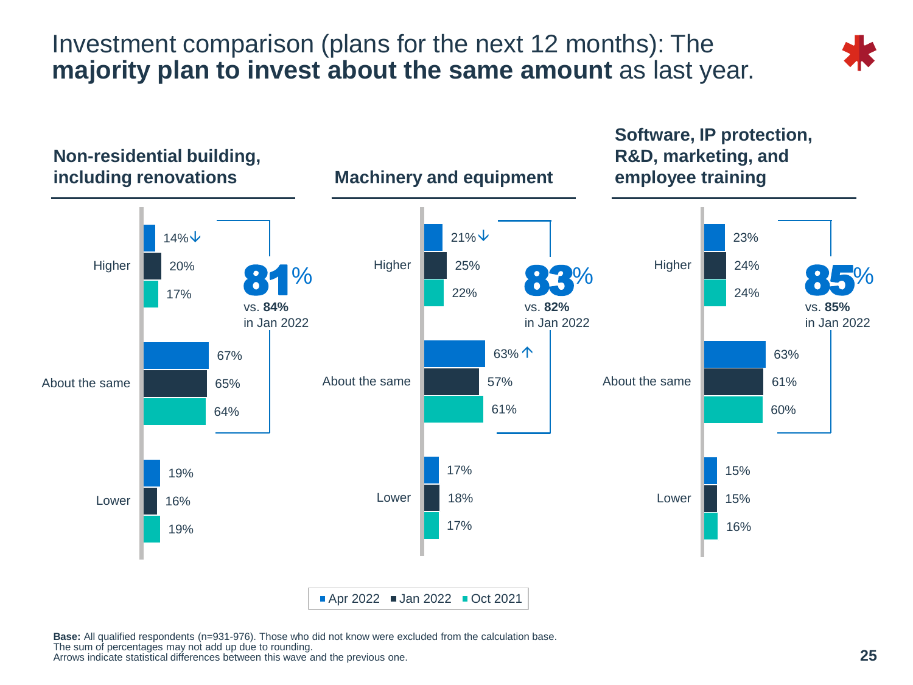# Investment comparison (plans for the next 12 months): The **majority plan to invest about the same amount** as last year.

### Non-residential building, including renovations

| | Apr 2022 | Jan 2022 | Oct 2021 |
|---|---|---|---|
| Higher | 14%↓ | 20% | 17% |
| About the same | 67% | 65% | 64% |
| Lower | 19% | 16% | 19% |

**81%** (Higher + About the same) vs. **84%** in Jan 2022

### Machinery and equipment

| | Apr 2022 | Jan 2022 | Oct 2021 |
|---|---|---|---|
| Higher | 21%↓ | 25% | 22% |
| About the same | 63%↑ | 57% | 61% |
| Lower | 17% | 18% | 17% |

**83%** (Higher + About the same) vs. **82%** in Jan 2022

### Software, IP protection, R&D, marketing, and employee training

| | Apr 2022 | Jan 2022 | Oct 2021 |
|---|---|---|---|
| Higher | 23% | 24% | 24% |
| About the same | 63% | 61% | 60% |
| Lower | 15% | 15% | 16% |

**85%** (Higher + About the same) vs. **85%** in Jan 2022

**Base:** All qualified respondents (n=931-976). Those who did not know were excluded from the calculation base.
The sum of percentages may not add up due to rounding.
Arrows indicate statistical differences between this wave and the previous one.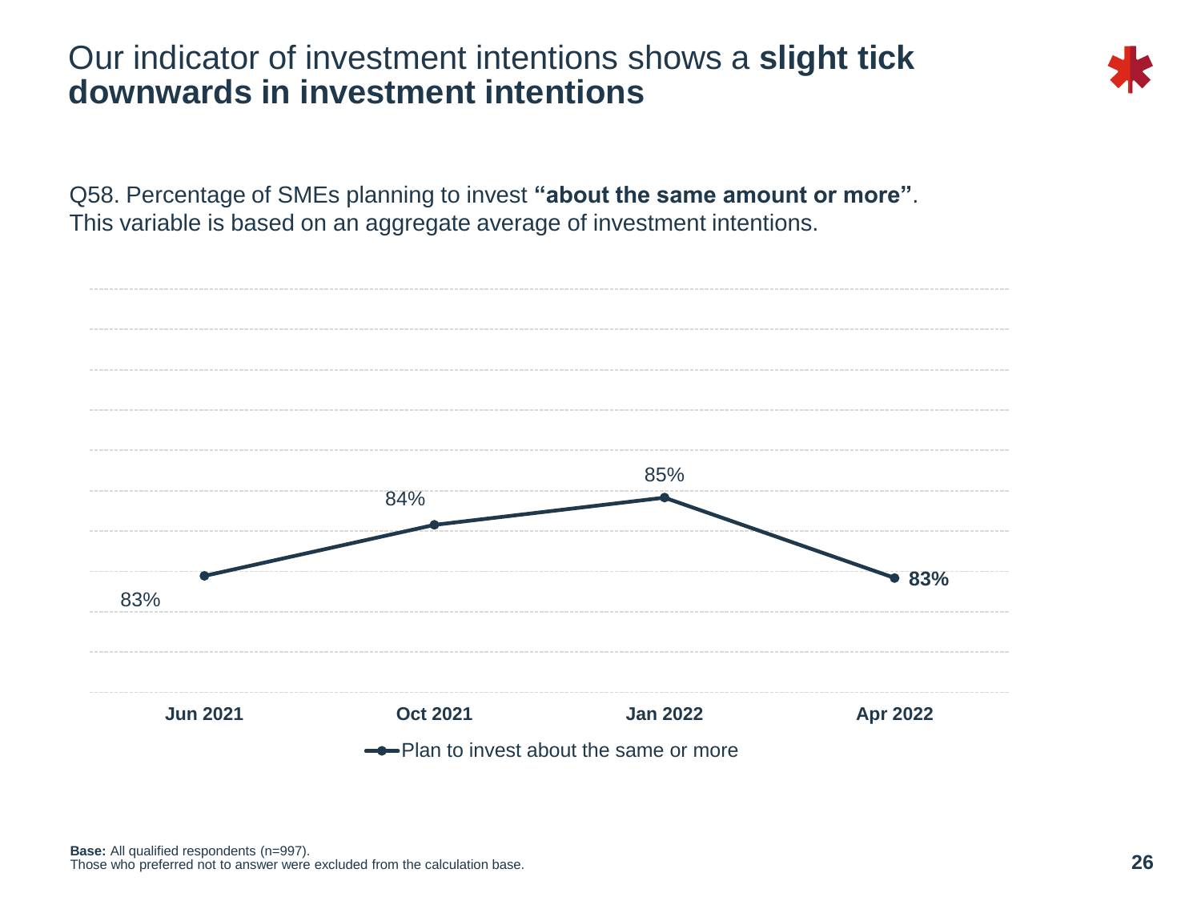# Our indicator of investment intentions shows a **slight tick downwards in investment intentions**

Q58. Percentage of SMEs planning to invest **"about the same amount or more"**. This variable is based on an aggregate average of investment intentions.

| | Jun 2021 | Oct 2021 | Jan 2022 | Apr 2022 |
|---|---|---|---|---|
| Plan to invest about the same or more | 83% | 84% | 85% | **83%** |

**Base:** All qualified respondents (n=997).
Those who preferred not to answer were excluded from the calculation base.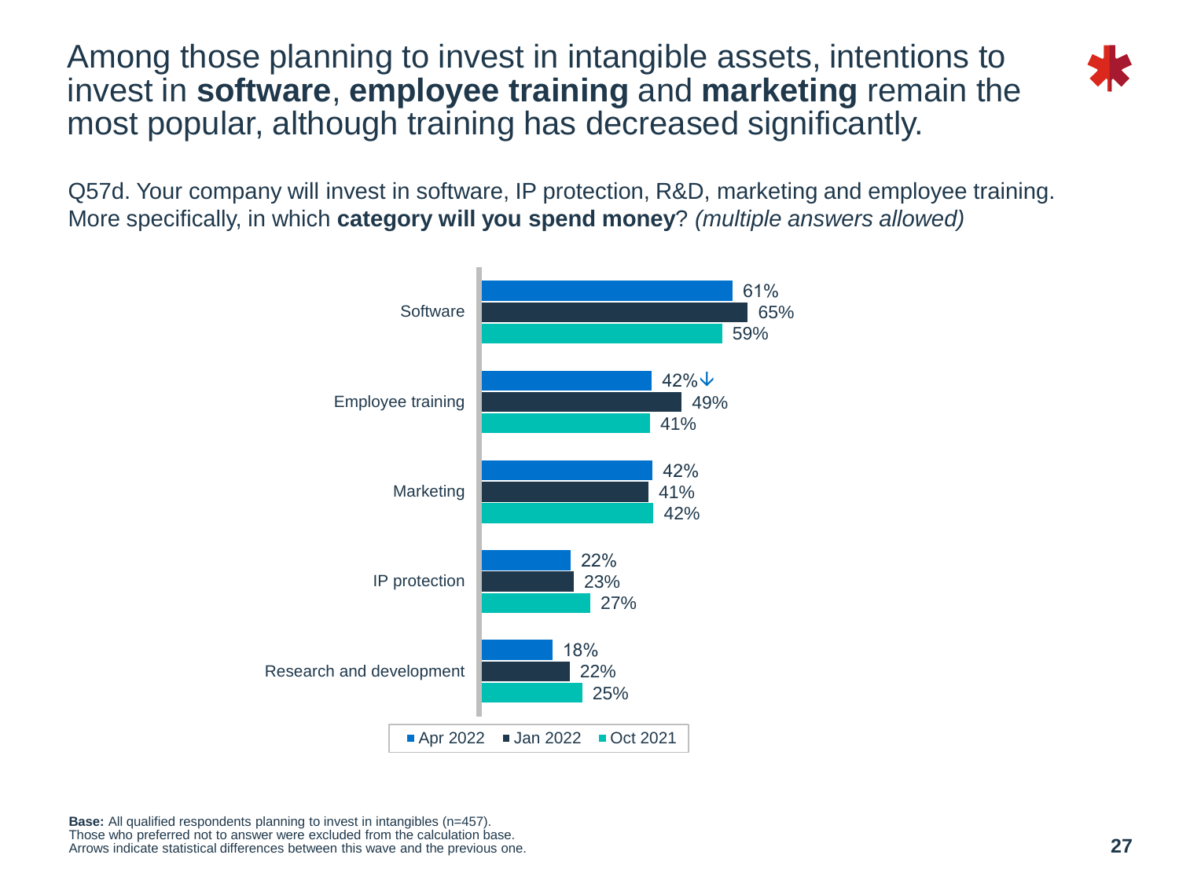# Among those planning to invest in intangible assets, intentions to invest in **software**, **employee training** and **marketing** remain the most popular, although training has decreased significantly.

Q57d. Your company will invest in software, IP protection, R&D, marketing and employee training. More specifically, in which **category will you spend money**? *(multiple answers allowed)*

| Category | Apr 2022 | Jan 2022 | Oct 2021 |
|---|---|---|---|
| Software | 61% | 65% | 59% |
| Employee training | 42% ↓ | 49% | 41% |
| Marketing | 42% | 41% | 42% |
| IP protection | 22% | 23% | 27% |
| Research and development | 18% | 22% | 25% |

**Base:** All qualified respondents planning to invest in intangibles (n=457).
Those who preferred not to answer were excluded from the calculation base.
Arrows indicate statistical differences between this wave and the previous one.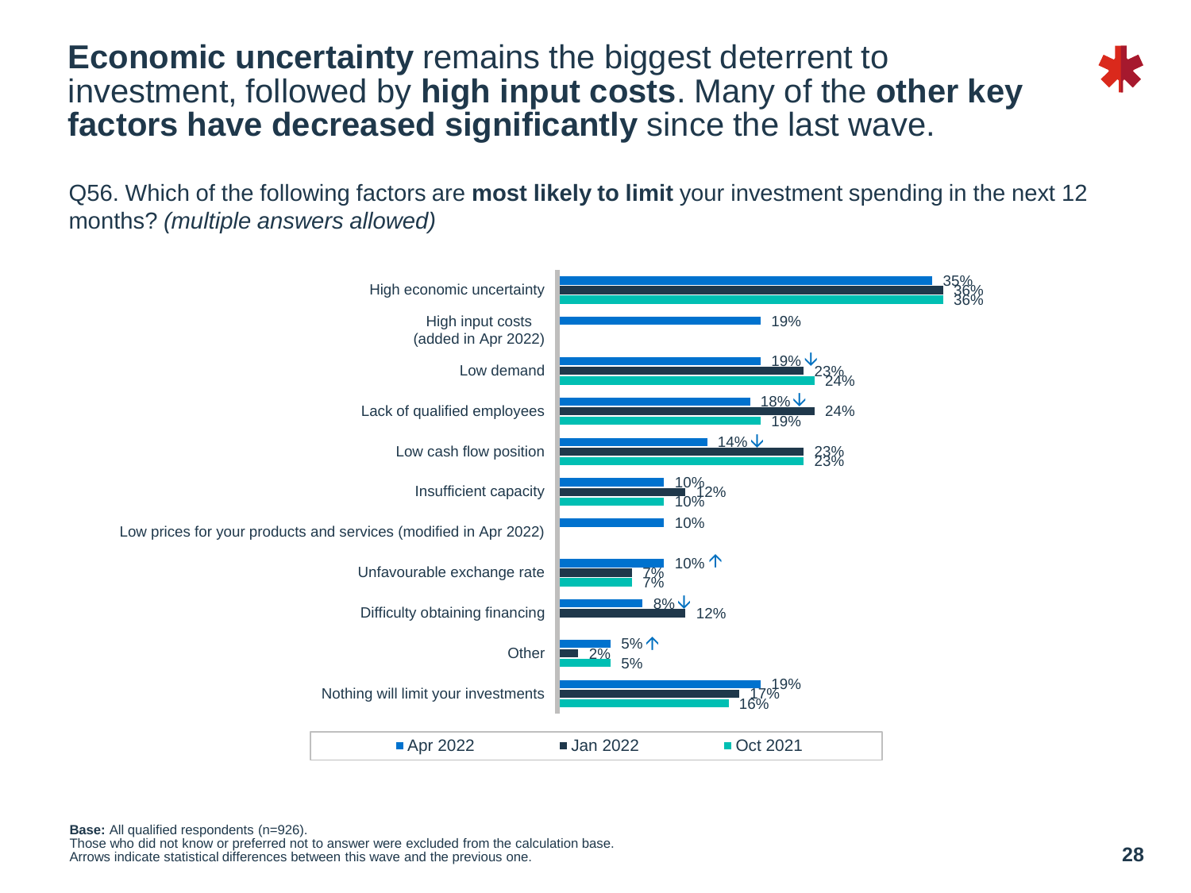# **Economic uncertainty** remains the biggest deterrent to investment, followed by **high input costs**. Many of the **other key factors have decreased significantly** since the last wave.

Q56. Which of the following factors are **most likely to limit** your investment spending in the next 12 months? *(multiple answers allowed)*

| Factor | Apr 2022 | Jan 2022 | Oct 2021 |
|---|---|---|---|
| High economic uncertainty | 35% | 36% | 36% |
| High input costs (added in Apr 2022) | 19% | | |
| Low demand | 19% ↓ | 23% | 24% |
| Lack of qualified employees | 18% ↓ | 24% | 19% |
| Low cash flow position | 14% ↓ | 23% | 23% |
| Insufficient capacity | 10% | 12% | 10% |
| Low prices for your products and services (modified in Apr 2022) | 10% | | |
| Unfavourable exchange rate | 10% ↑ | 7% | 7% |
| Difficulty obtaining financing | 8% ↓ | 12% | |
| Other | 5% ↑ | 2% | 5% |
| Nothing will limit your investments | 19% | 17% | 16% |

**Base:** All qualified respondents (n=926).
Those who did not know or preferred not to answer were excluded from the calculation base.
Arrows indicate statistical differences between this wave and the previous one.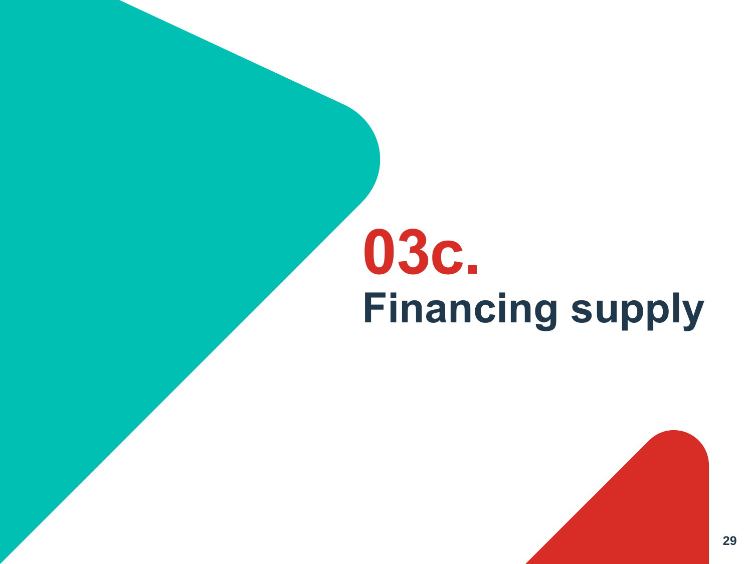# 03c. Financing supply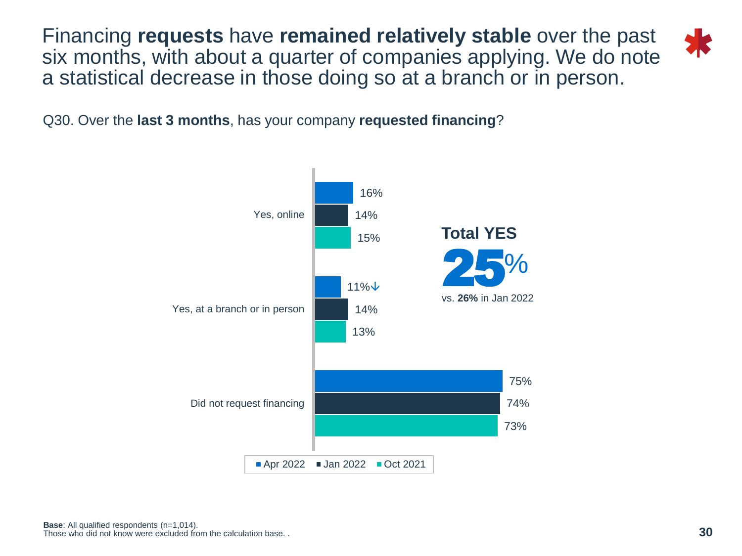# Financing **requests** have **remained relatively stable** over the past six months, with about a quarter of companies applying. We do note a statistical decrease in those doing so at a branch or in person.

Q30. Over the **last 3 months**, has your company **requested financing**?

| | Apr 2022 | Jan 2022 | Oct 2021 |
|---|---|---|---|
| Yes, online | 16% | 14% | 15% |
| Yes, at a branch or in person | 11%↓ | 14% | 13% |
| Did not request financing | 75% | 74% | 73% |

**Total YES**

**25%**

vs. **26%** in Jan 2022

**Base**: All qualified respondents (n=1,014).
Those who did not know were excluded from the calculation base. .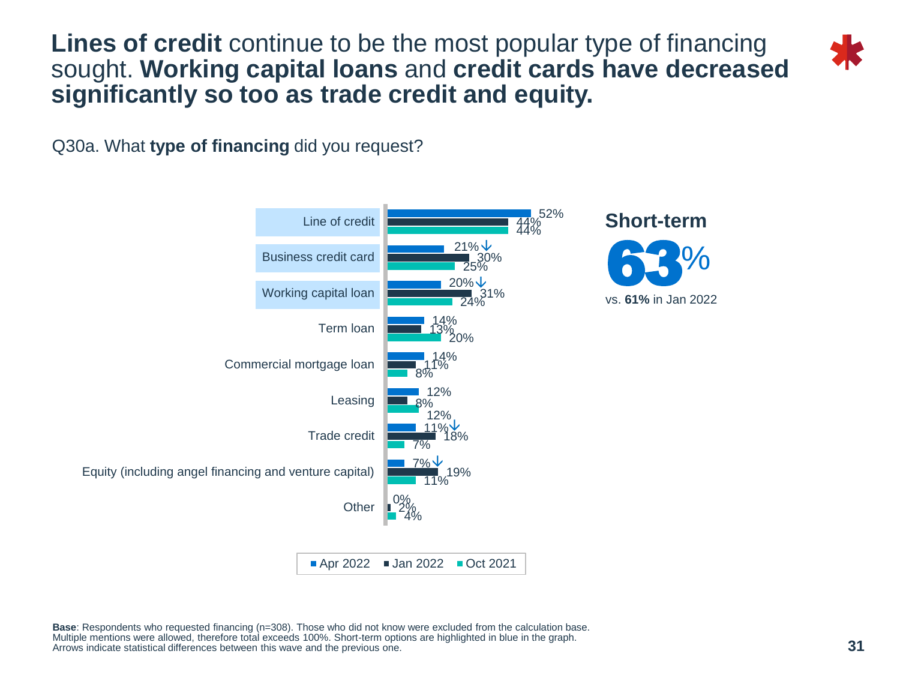# **Lines of credit** continue to be the most popular type of financing sought. **Working capital loans** and **credit cards have decreased significantly so too as trade credit and equity.**

Q30a. What **type of financing** did you request?

| Type of financing | Apr 2022 | Jan 2022 | Oct 2021 |
|---|---|---|---|
| Line of credit | 52% | 44% | 44% |
| Business credit card | 21% ↓ | 30% | 25% |
| Working capital loan | 20% ↓ | 31% | 24% |
| Term loan | 14% | 13% | 20% |
| Commercial mortgage loan | 14% | 11% | 8% |
| Leasing | 12% | 8% | 12% |
| Trade credit | 11% ↓ | 18% | 7% |
| Equity (including angel financing and venture capital) | 7% ↓ | 19% | 11% |
| Other | 0% | 2% | 4% |

**Short-term**

**63%**

vs. **61%** in Jan 2022

**Base**: Respondents who requested financing (n=308). Those who did not know were excluded from the calculation base. Multiple mentions were allowed, therefore total exceeds 100%. Short-term options are highlighted in blue in the graph. Arrows indicate statistical differences between this wave and the previous one.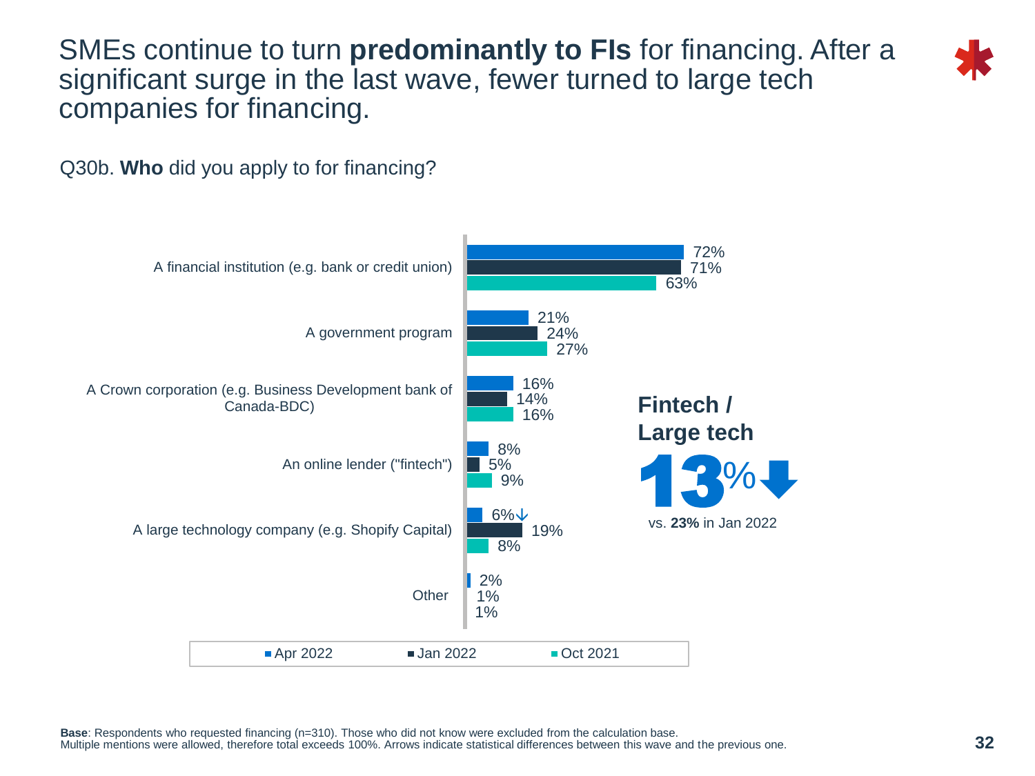# SMEs continue to turn **predominantly to FIs** for financing. After a significant surge in the last wave, fewer turned to large tech companies for financing.

Q30b. **Who** did you apply to for financing?

| | Apr 2022 | Jan 2022 | Oct 2021 |
|---|---|---|---|
| A financial institution (e.g. bank or credit union) | 72% | 71% | 63% |
| A government program | 21% | 24% | 27% |
| A Crown corporation (e.g. Business Development bank of Canada-BDC) | 16% | 14% | 16% |
| An online lender ("fintech") | 8% | 5% | 9% |
| A large technology company (e.g. Shopify Capital) | 6%↓ | 19% | 8% |
| Other | 2% | 1% | 1% |

**Fintech / Large tech**

**13%** ⬇

vs. **23%** in Jan 2022

**Base**: Respondents who requested financing (n=310). Those who did not know were excluded from the calculation base.
Multiple mentions were allowed, therefore total exceeds 100%. Arrows indicate statistical differences between this wave and the previous one.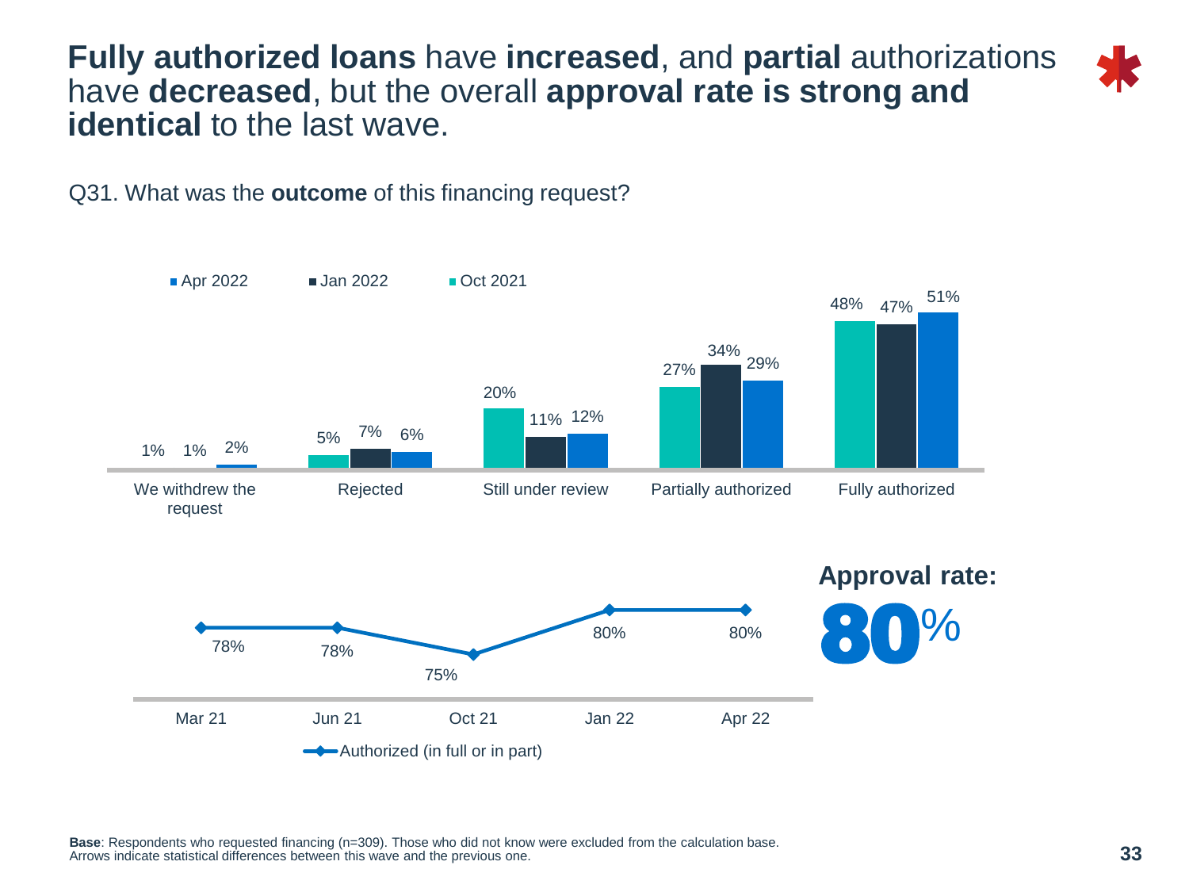# **Fully authorized loans** have **increased**, and **partial** authorizations have **decreased**, but the overall **approval rate is strong and identical** to the last wave.

Q31. What was the **outcome** of this financing request?

| | Oct 2021 | Jan 2022 | Apr 2022 |
|---|---|---|---|
| We withdrew the request | 1% | 1% | 2% |
| Rejected | 5% | 7% | 6% |
| Still under review | 20% | 11% | 12% |
| Partially authorized | 27% | 34% | 29% |
| Fully authorized | 48% | 47% | 51% |

Authorized (in full or in part)

| Mar 21 | Jun 21 | Oct 21 | Jan 22 | Apr 22 |
|---|---|---|---|---|
| 78% | 78% | 75% | 80% | 80% |

**Approval rate:**

**80**%

**Base**: Respondents who requested financing (n=309). Those who did not know were excluded from the calculation base.
Arrows indicate statistical differences between this wave and the previous one.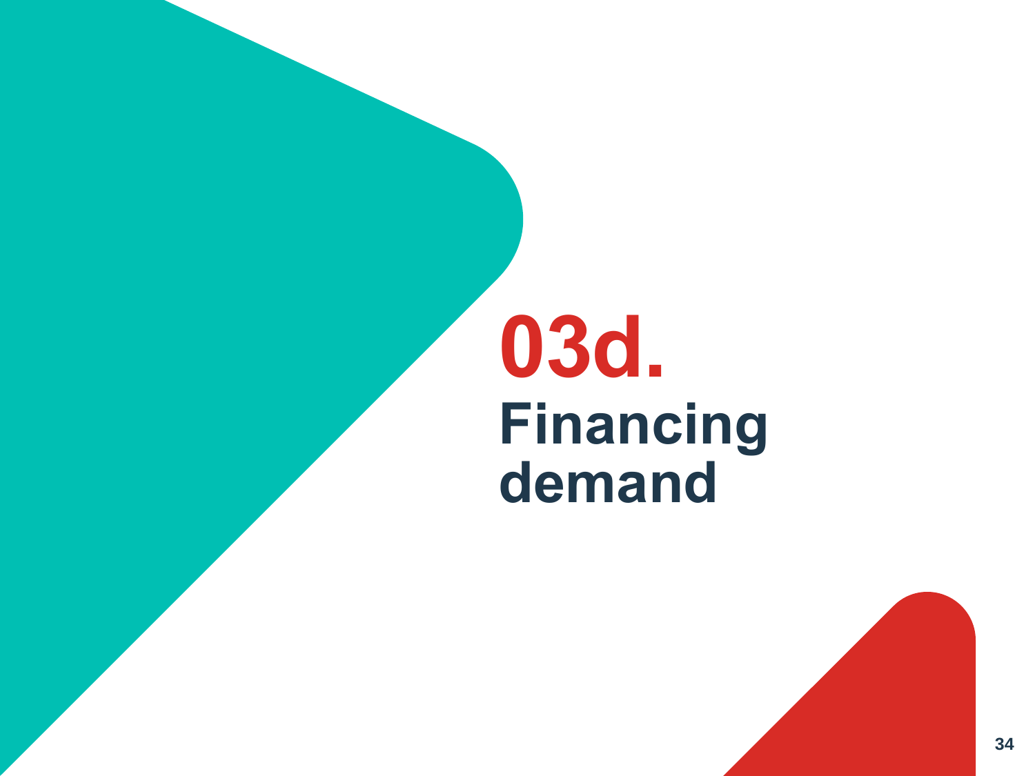# 03d. Financing demand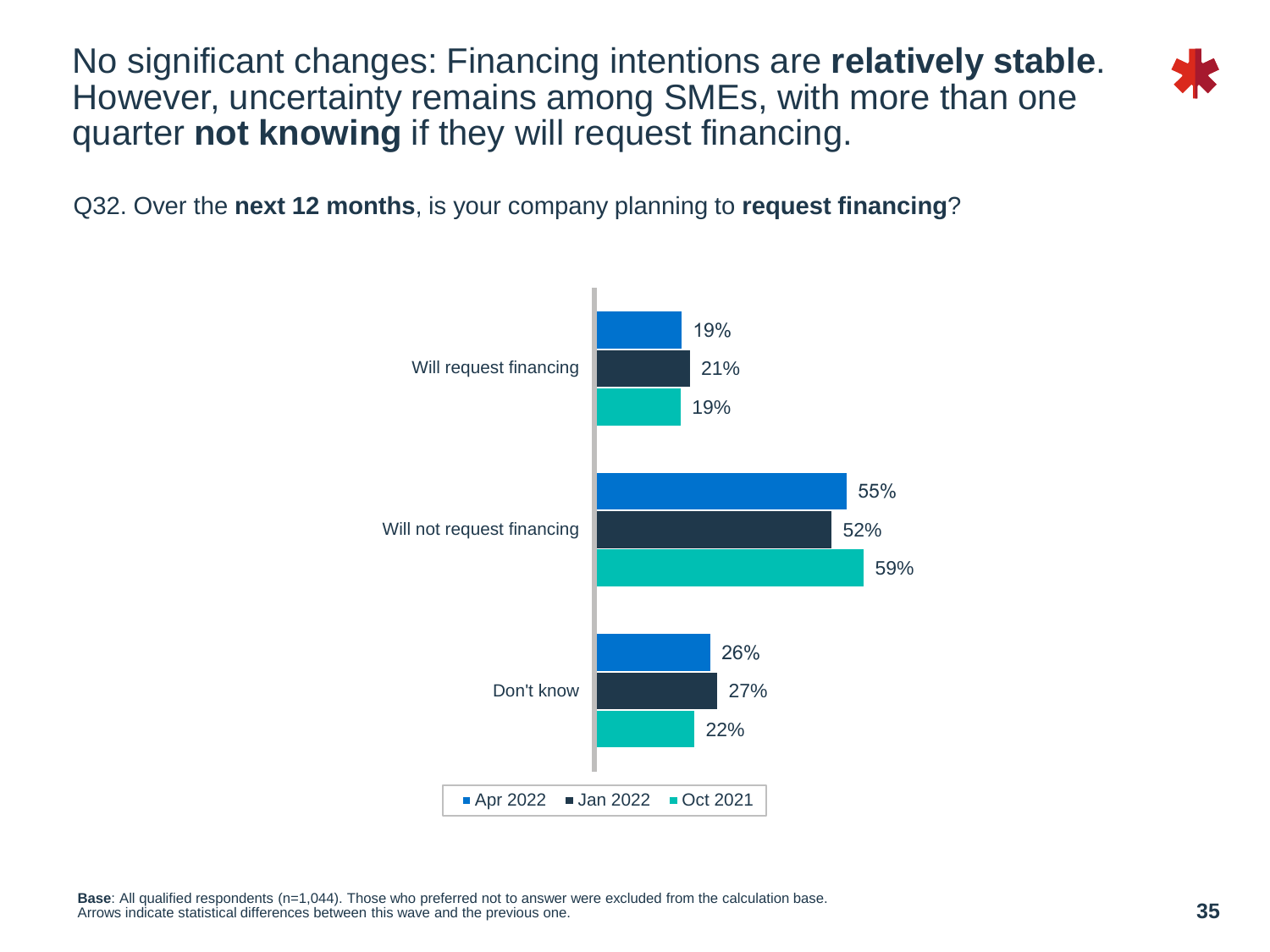# No significant changes: Financing intentions are **relatively stable**. However, uncertainty remains among SMEs, with more than one quarter **not knowing** if they will request financing.

Q32. Over the **next 12 months**, is your company planning to **request financing**?

| | Apr 2022 | Jan 2022 | Oct 2021 |
|---|---|---|---|
| Will request financing | 19% | 21% | 19% |
| Will not request financing | 55% | 52% | 59% |
| Don't know | 26% | 27% | 22% |

**Base**: All qualified respondents (n=1,044). Those who preferred not to answer were excluded from the calculation base.
Arrows indicate statistical differences between this wave and the previous one.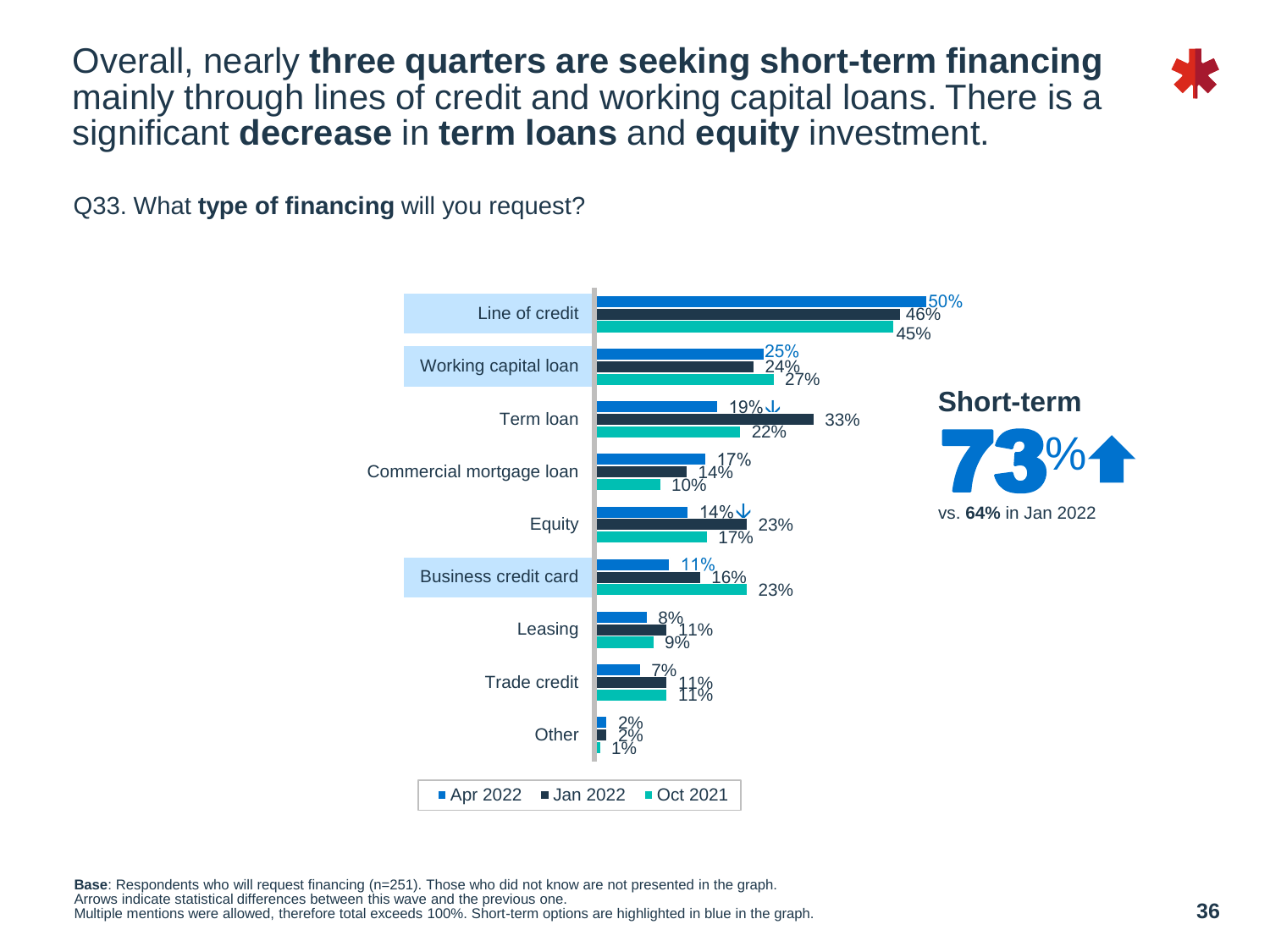# Overall, nearly **three quarters are seeking short-term financing** mainly through lines of credit and working capital loans. There is a significant **decrease** in **term loans** and **equity** investment.

Q33. What **type of financing** will you request?

| Type of financing | Apr 2022 | Jan 2022 | Oct 2021 |
|---|---|---|---|
| Line of credit | 50% | 46% | 45% |
| Working capital loan | 25% | 24% | 27% |
| Term loan | 19% ↓ | 33% | 22% |
| Commercial mortgage loan | 17% | 14% | 10% |
| Equity | 14% ↓ | 23% | 17% |
| Business credit card | 11% | 16% | 23% |
| Leasing | 8% | 11% | 9% |
| Trade credit | 7% | 11% | 11% |
| Other | 2% | 2% | 1% |

**Short-term**

**73%** ↑

vs. **64%** in Jan 2022

**Base**: Respondents who will request financing (n=251). Those who did not know are not presented in the graph.
Arrows indicate statistical differences between this wave and the previous one.
Multiple mentions were allowed, therefore total exceeds 100%. Short-term options are highlighted in blue in the graph.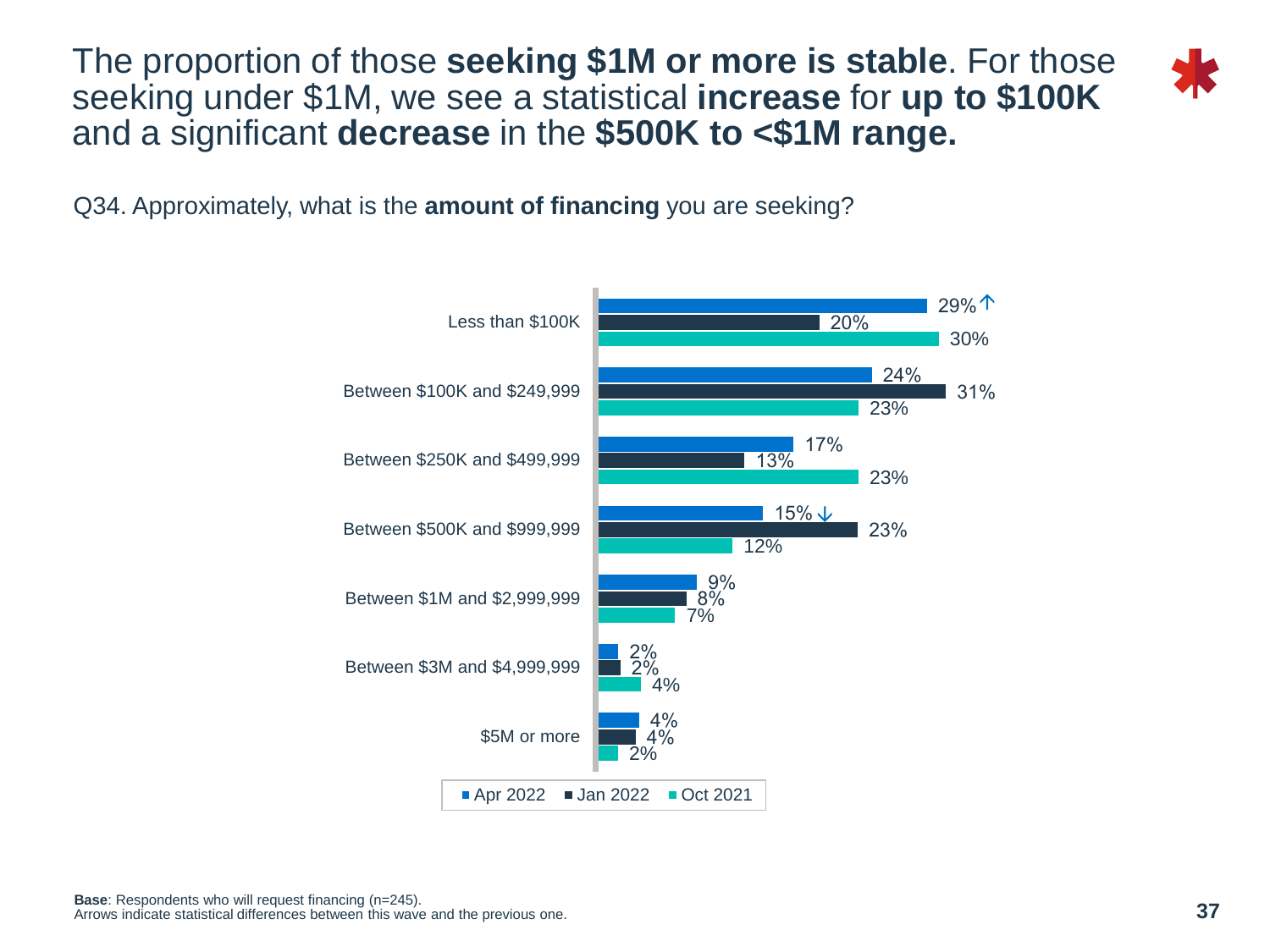# The proportion of those **seeking $1M or more is stable**. For those seeking under $1M, we see a statistical **increase** for **up to $100K** and a significant **decrease** in the **$500K to <$1M range.**

Q34. Approximately, what is the **amount of financing** you are seeking?

| | Apr 2022 | Jan 2022 | Oct 2021 |
|---|---|---|---|
| Less than $100K | 29% ↑ | 20% | 30% |
| Between $100K and $249,999 | 24% | 31% | 23% |
| Between $250K and $499,999 | 17% | 13% | 23% |
| Between $500K and $999,999 | 15% ↓ | 23% | 12% |
| Between $1M and $2,999,999 | 9% | 8% | 7% |
| Between $3M and $4,999,999 | 2% | 2% | 4% |
| $5M or more | 4% | 4% | 2% |

**Base**: Respondents who will request financing (n=245).
Arrows indicate statistical differences between this wave and the previous one.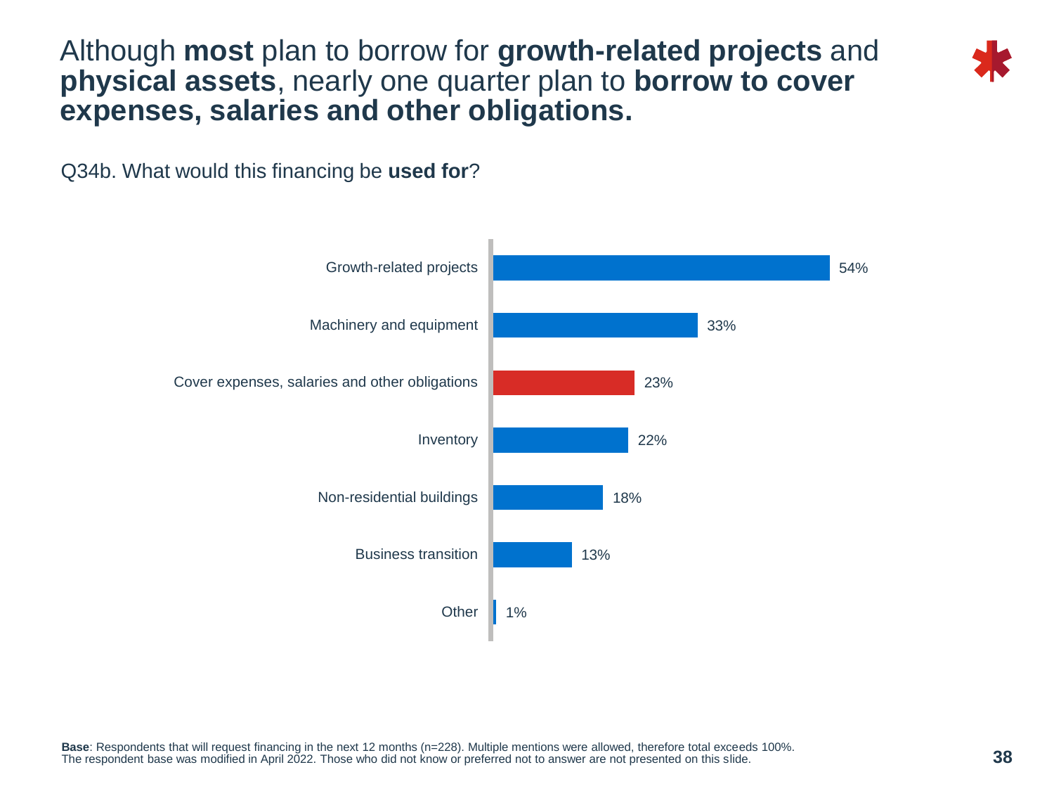# Although **most** plan to borrow for **growth-related projects** and **physical assets**, nearly one quarter plan to **borrow to cover expenses, salaries and other obligations.**

Q34b. What would this financing be **used for**?

| Use | % |
| --- | --- |
| Growth-related projects | 54% |
| Machinery and equipment | 33% |
| Cover expenses, salaries and other obligations | 23% |
| Inventory | 22% |
| Non-residential buildings | 18% |
| Business transition | 13% |
| Other | 1% |

**Base**: Respondents that will request financing in the next 12 months (n=228). Multiple mentions were allowed, therefore total exceeds 100%.
The respondent base was modified in April 2022. Those who did not know or preferred not to answer are not presented on this slide.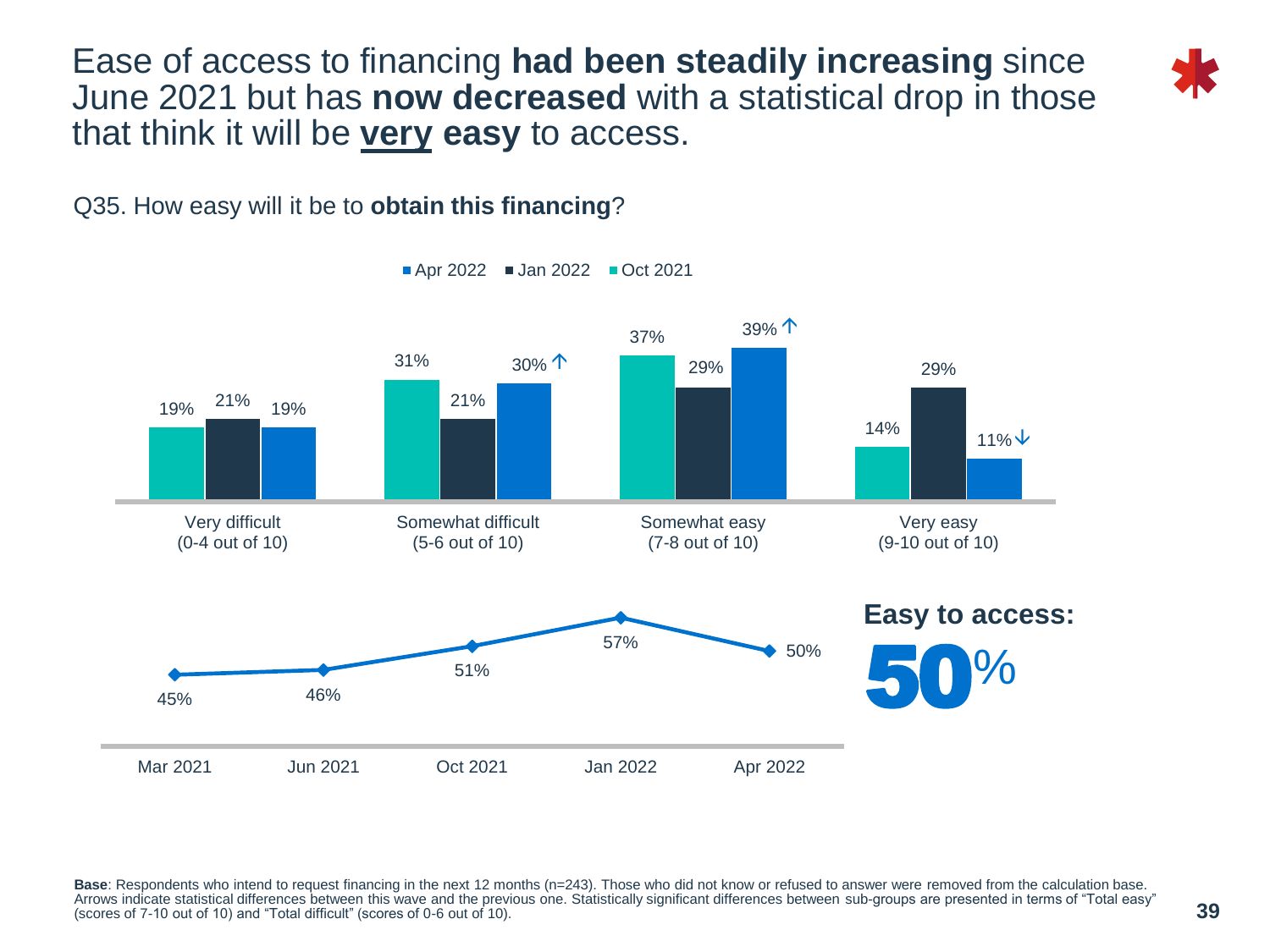# Ease of access to financing **had been steadily increasing** since June 2021 but has **now decreased** with a statistical drop in those that think it will be **very easy** to access.

Q35. How easy will it be to **obtain this financing**?

| | Oct 2021 | Jan 2022 | Apr 2022 |
|---|---|---|---|
| Very difficult (0-4 out of 10) | 19% | 21% | 19% |
| Somewhat difficult (5-6 out of 10) | 31% | 21% | 30% ↑ |
| Somewhat easy (7-8 out of 10) | 37% | 29% | 39% ↑ |
| Very easy (9-10 out of 10) | 14% | 29% | 11% ↓ |

| | Mar 2021 | Jun 2021 | Oct 2021 | Jan 2022 | Apr 2022 |
|---|---|---|---|---|---|
| Easy to access | 45% | 46% | 51% | 57% | 50% |

**Easy to access:** 50%

**Base**: Respondents who intend to request financing in the next 12 months (n=243). Those who did not know or refused to answer were removed from the calculation base. Arrows indicate statistical differences between this wave and the previous one. Statistically significant differences between sub-groups are presented in terms of "Total easy" (scores of 7-10 out of 10) and "Total difficult" (scores of 0-6 out of 10).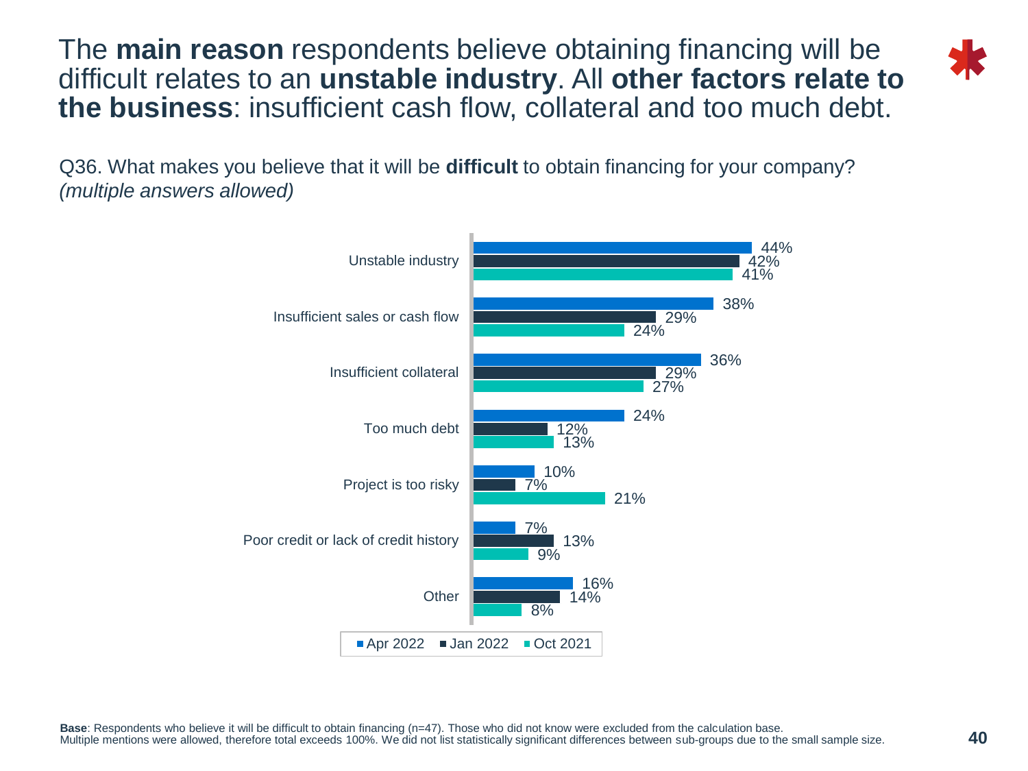# The **main reason** respondents believe obtaining financing will be difficult relates to an **unstable industry**. All **other factors relate to the business**: insufficient cash flow, collateral and too much debt.

Q36. What makes you believe that it will be **difficult** to obtain financing for your company? *(multiple answers allowed)*

| | Apr 2022 | Jan 2022 | Oct 2021 |
|---|---|---|---|
| Unstable industry | 44% | 42% | 41% |
| Insufficient sales or cash flow | 38% | 29% | 24% |
| Insufficient collateral | 36% | 29% | 27% |
| Too much debt | 24% | 12% | 13% |
| Project is too risky | 10% | 7% | 21% |
| Poor credit or lack of credit history | 7% | 13% | 9% |
| Other | 16% | 14% | 8% |

**Base**: Respondents who believe it will be difficult to obtain financing (n=47). Those who did not know were excluded from the calculation base.
Multiple mentions were allowed, therefore total exceeds 100%. We did not list statistically significant differences between sub-groups due to the small sample size.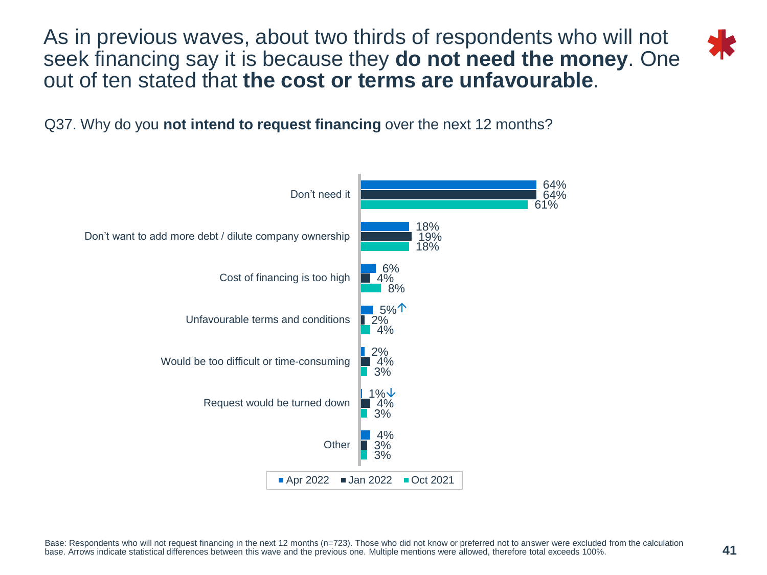# As in previous waves, about two thirds of respondents who will not seek financing say it is because they **do not need the money**. One out of ten stated that **the cost or terms are unfavourable**.

Q37. Why do you **not intend to request financing** over the next 12 months?

| | Apr 2022 | Jan 2022 | Oct 2021 |
|---|---|---|---|
| Don't need it | 64% | 64% | 61% |
| Don't want to add more debt / dilute company ownership | 18% | 19% | 18% |
| Cost of financing is too high | 6% | 4% | 8% |
| Unfavourable terms and conditions | 5% ↑ | 2% | 4% |
| Would be too difficult or time-consuming | 2% | 4% | 3% |
| Request would be turned down | 1% ↓ | 4% | 3% |
| Other | 4% | 3% | 3% |

Base: Respondents who will not request financing in the next 12 months (n=723). Those who did not know or preferred not to answer were excluded from the calculation base. Arrows indicate statistical differences between this wave and the previous one. Multiple mentions were allowed, therefore total exceeds 100%.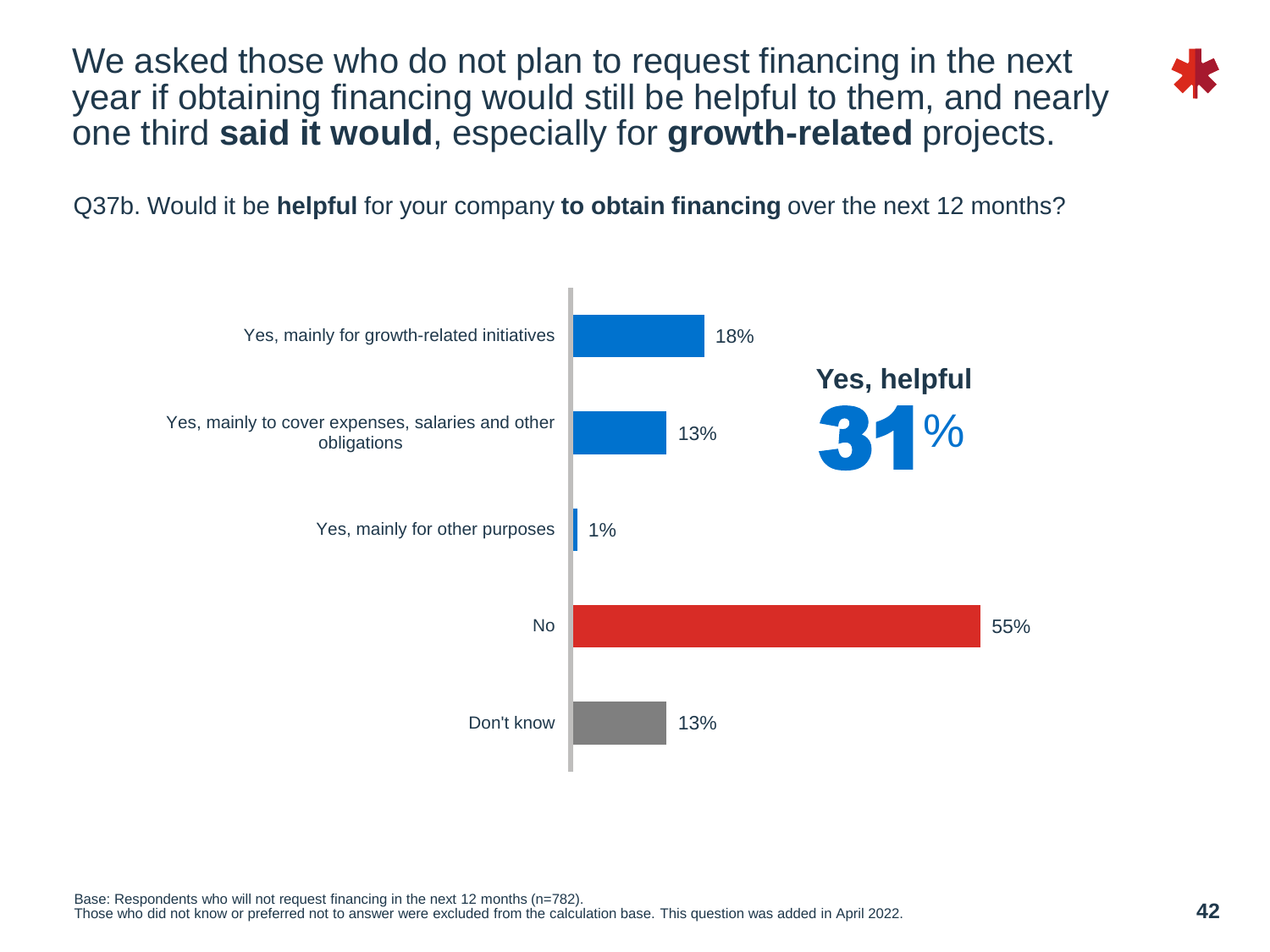# We asked those who do not plan to request financing in the next year if obtaining financing would still be helpful to them, and nearly one third **said it would**, especially for **growth-related** projects.

Q37b. Would it be **helpful** for your company **to obtain financing** over the next 12 months?

| Response | % |
|---|---|
| Yes, mainly for growth-related initiatives | 18% |
| Yes, mainly to cover expenses, salaries and other obligations | 13% |
| Yes, mainly for other purposes | 1% |
| No | 55% |
| Don't know | 13% |

**Yes, helpful**
**31%**

Base: Respondents who will not request financing in the next 12 months (n=782).
Those who did not know or preferred not to answer were excluded from the calculation base. This question was added in April 2022.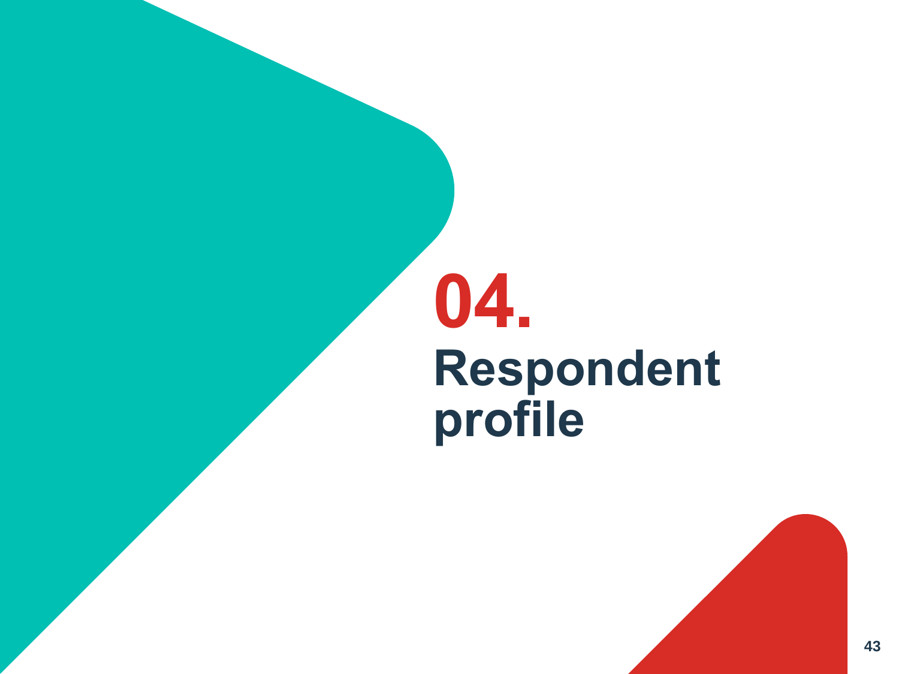# 04. Respondent profile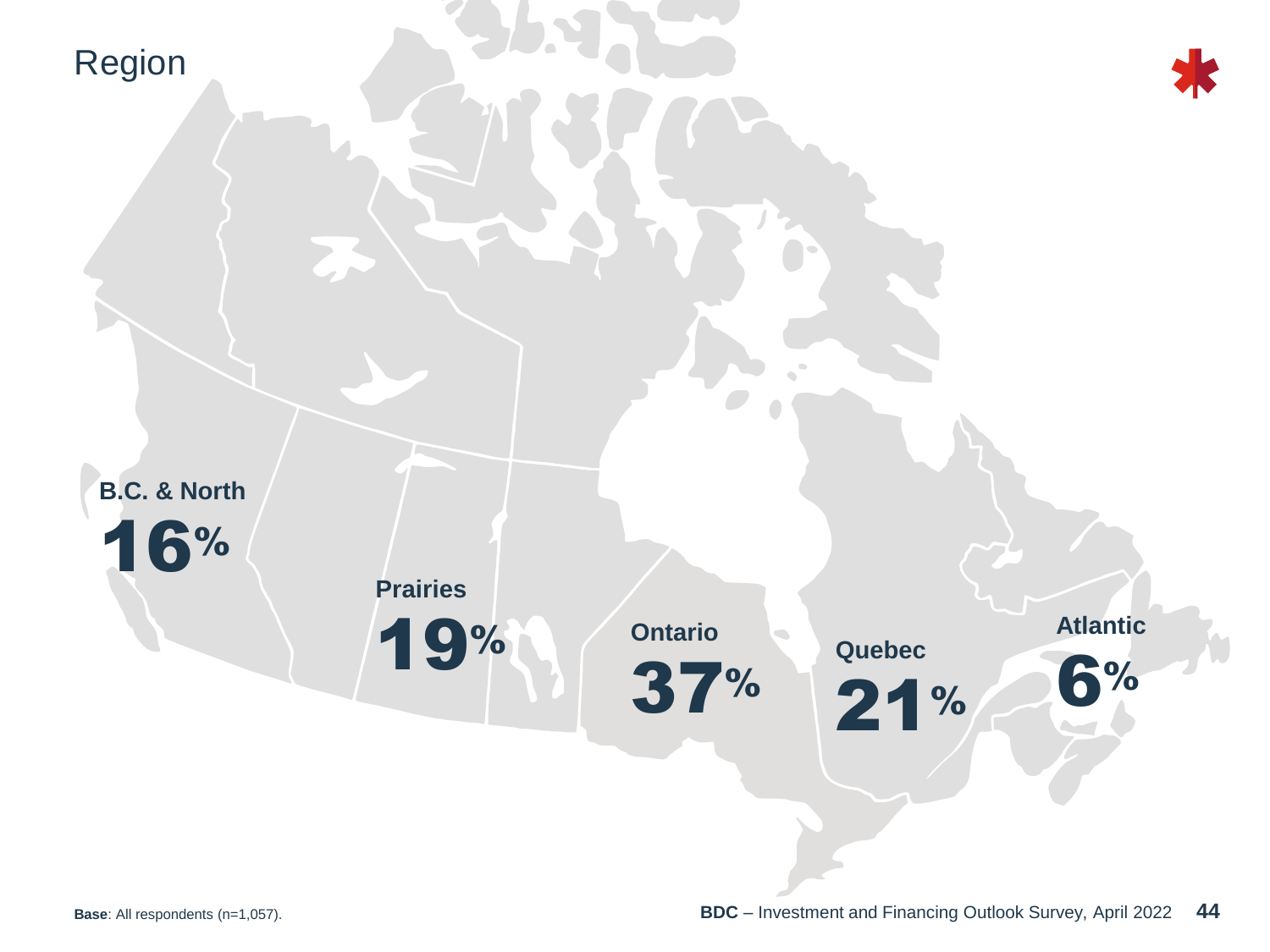# Region

**B.C. & North**
16%

**Prairies**
19%

**Ontario**
37%

**Quebec**
21%

**Atlantic**
6%

**Base**: All respondents (n=1,057).

**BDC** – Investment and Financing Outlook Survey, April 2022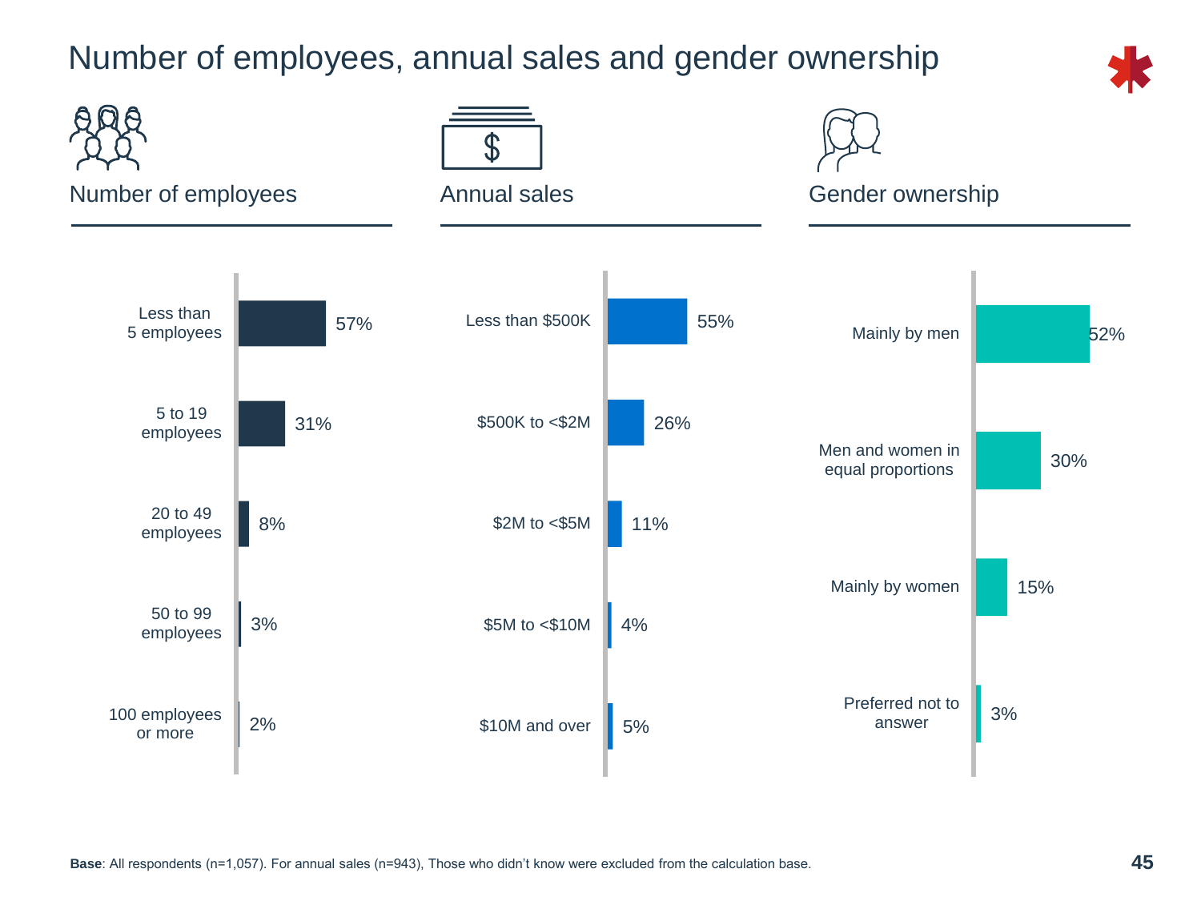# Number of employees, annual sales and gender ownership

## Number of employees

| Number of employees | % |
|---|---|
| Less than 5 employees | 57% |
| 5 to 19 employees | 31% |
| 20 to 49 employees | 8% |
| 50 to 99 employees | 3% |
| 100 employees or more | 2% |

## Annual sales

| Annual sales | % |
|---|---|
| Less than $500K | 55% |
| $500K to <$2M | 26% |
| $2M to <$5M | 11% |
| $5M to <$10M | 4% |
| $10M and over | 5% |

## Gender ownership

| Gender ownership | % |
|---|---|
| Mainly by men | 52% |
| Men and women in equal proportions | 30% |
| Mainly by women | 15% |
| Preferred not to answer | 3% |

**Base**: All respondents (n=1,057). For annual sales (n=943), Those who didn't know were excluded from the calculation base.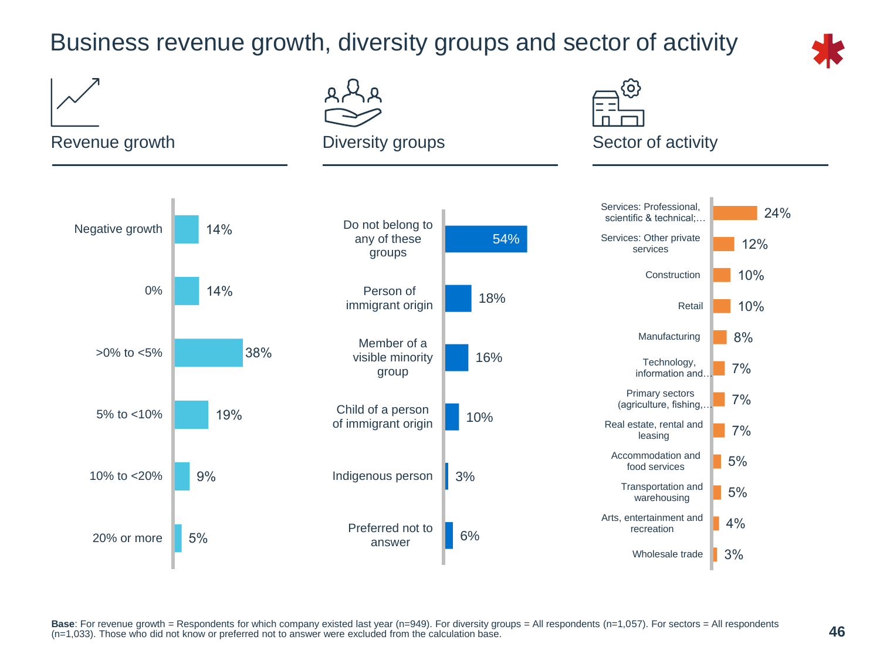# Business revenue growth, diversity groups and sector of activity

## Revenue growth

| Revenue growth | % |
| --- | --- |
| Negative growth | 14% |
| 0% | 14% |
| >0% to <5% | 38% |
| 5% to <10% | 19% |
| 10% to <20% | 9% |
| 20% or more | 5% |

## Diversity groups

| Diversity groups | % |
| --- | --- |
| Do not belong to any of these groups | 54% |
| Person of immigrant origin | 18% |
| Member of a visible minority group | 16% |
| Child of a person of immigrant origin | 10% |
| Indigenous person | 3% |
| Preferred not to answer | 6% |

## Sector of activity

| Sector of activity | % |
| --- | --- |
| Services: Professional, scientific & technical;… | 24% |
| Services: Other private services | 12% |
| Construction | 10% |
| Retail | 10% |
| Manufacturing | 8% |
| Technology, information and… | 7% |
| Primary sectors (agriculture, fishing,… | 7% |
| Real estate, rental and leasing | 7% |
| Accommodation and food services | 5% |
| Transportation and warehousing | 5% |
| Arts, entertainment and recreation | 4% |
| Wholesale trade | 3% |

**Base**: For revenue growth = Respondents for which company existed last year (n=949). For diversity groups = All respondents (n=1,057). For sectors = All respondents (n=1,033). Those who did not know or preferred not to answer were excluded from the calculation base.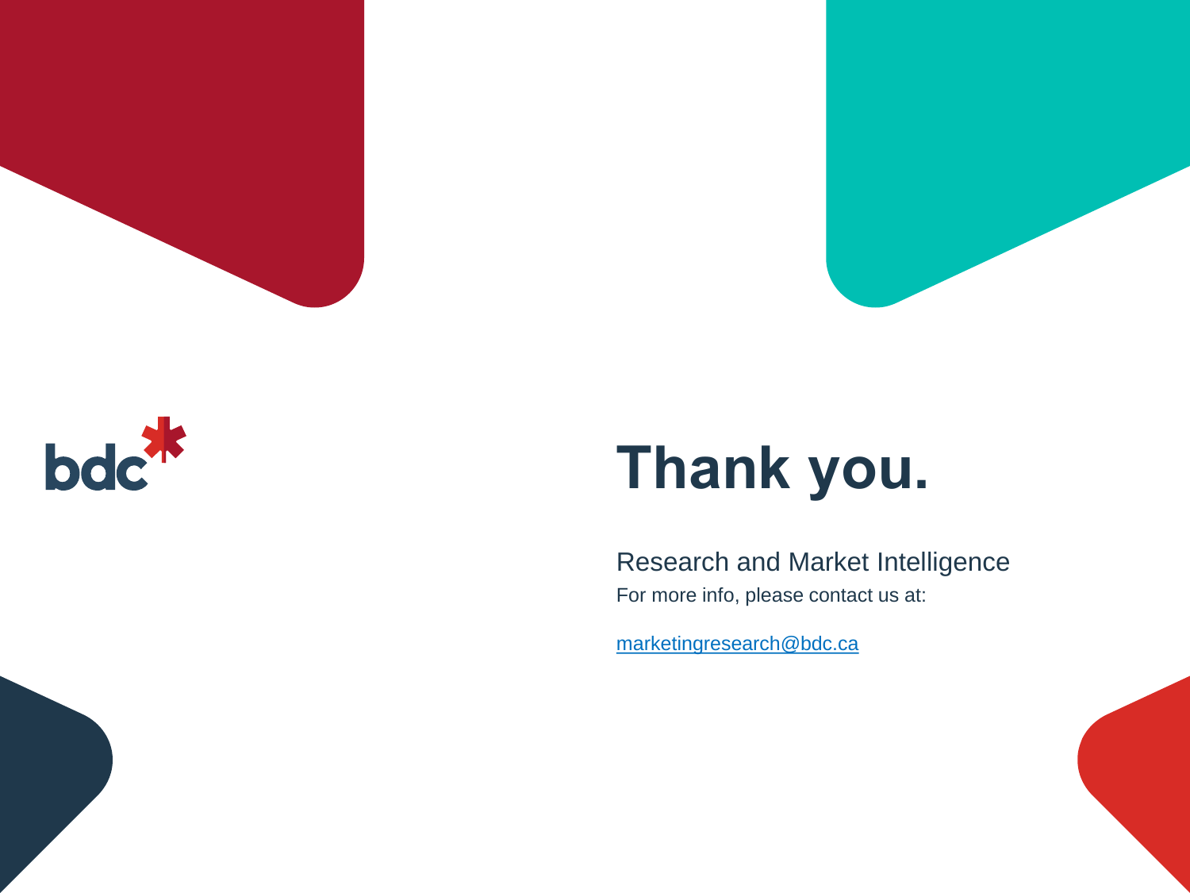bdc

# Thank you.

Research and Market Intelligence

For more info, please contact us at:

marketingresearch@bdc.ca